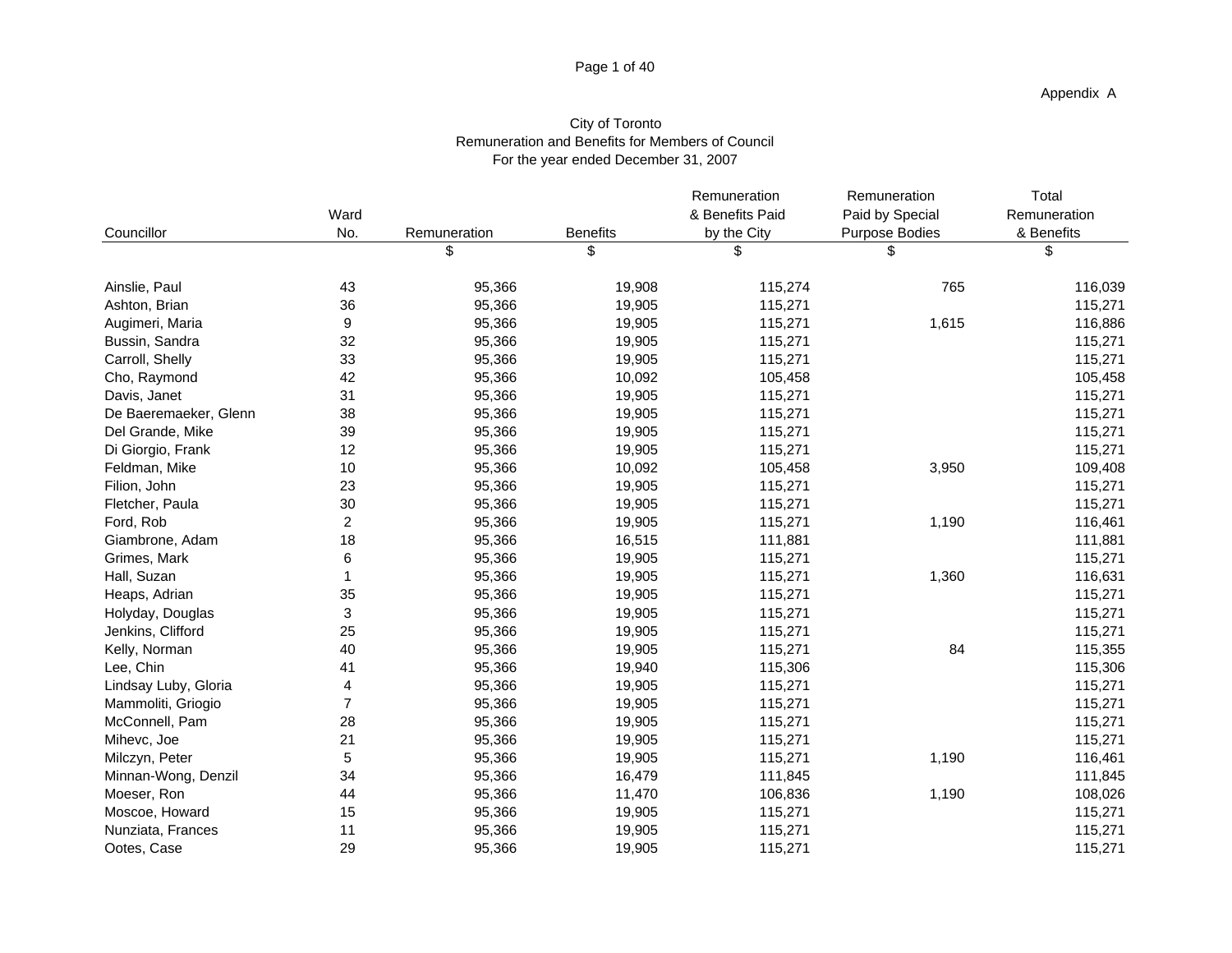Appendix A

# City of Toronto
## Remuneration and Benefits for Members of Council
### For the year ended December 31, 2007

| Councillor | Ward No. | Remuneration | Benefits | Remuneration & Benefits Paid by the City | Remuneration Paid by Special Purpose Bodies | Total Remuneration & Benefits |
|---|---|---|---|---|---|---|
| | | $ | $ | $ | $ | $ |
| Ainslie, Paul | 43 | 95,366 | 19,908 | 115,274 | 765 | 116,039 |
| Ashton, Brian | 36 | 95,366 | 19,905 | 115,271 | | 115,271 |
| Augimeri, Maria | 9 | 95,366 | 19,905 | 115,271 | 1,615 | 116,886 |
| Bussin, Sandra | 32 | 95,366 | 19,905 | 115,271 | | 115,271 |
| Carroll, Shelly | 33 | 95,366 | 19,905 | 115,271 | | 115,271 |
| Cho, Raymond | 42 | 95,366 | 10,092 | 105,458 | | 105,458 |
| Davis, Janet | 31 | 95,366 | 19,905 | 115,271 | | 115,271 |
| De Baeremaeker, Glenn | 38 | 95,366 | 19,905 | 115,271 | | 115,271 |
| Del Grande, Mike | 39 | 95,366 | 19,905 | 115,271 | | 115,271 |
| Di Giorgio, Frank | 12 | 95,366 | 19,905 | 115,271 | | 115,271 |
| Feldman, Mike | 10 | 95,366 | 10,092 | 105,458 | 3,950 | 109,408 |
| Filion, John | 23 | 95,366 | 19,905 | 115,271 | | 115,271 |
| Fletcher, Paula | 30 | 95,366 | 19,905 | 115,271 | | 115,271 |
| Ford, Rob | 2 | 95,366 | 19,905 | 115,271 | 1,190 | 116,461 |
| Giambrone, Adam | 18 | 95,366 | 16,515 | 111,881 | | 111,881 |
| Grimes, Mark | 6 | 95,366 | 19,905 | 115,271 | | 115,271 |
| Hall, Suzan | 1 | 95,366 | 19,905 | 115,271 | 1,360 | 116,631 |
| Heaps, Adrian | 35 | 95,366 | 19,905 | 115,271 | | 115,271 |
| Holyday, Douglas | 3 | 95,366 | 19,905 | 115,271 | | 115,271 |
| Jenkins, Clifford | 25 | 95,366 | 19,905 | 115,271 | | 115,271 |
| Kelly, Norman | 40 | 95,366 | 19,905 | 115,271 | 84 | 115,355 |
| Lee, Chin | 41 | 95,366 | 19,940 | 115,306 | | 115,306 |
| Lindsay Luby, Gloria | 4 | 95,366 | 19,905 | 115,271 | | 115,271 |
| Mammoliti, Griogio | 7 | 95,366 | 19,905 | 115,271 | | 115,271 |
| McConnell, Pam | 28 | 95,366 | 19,905 | 115,271 | | 115,271 |
| Mihevc, Joe | 21 | 95,366 | 19,905 | 115,271 | | 115,271 |
| Milczyn, Peter | 5 | 95,366 | 19,905 | 115,271 | 1,190 | 116,461 |
| Minnan-Wong, Denzil | 34 | 95,366 | 16,479 | 111,845 | | 111,845 |
| Moeser, Ron | 44 | 95,366 | 11,470 | 106,836 | 1,190 | 108,026 |
| Moscoe, Howard | 15 | 95,366 | 19,905 | 115,271 | | 115,271 |
| Nunziata, Frances | 11 | 95,366 | 19,905 | 115,271 | | 115,271 |
| Ootes, Case | 29 | 95,366 | 19,905 | 115,271 | | 115,271 |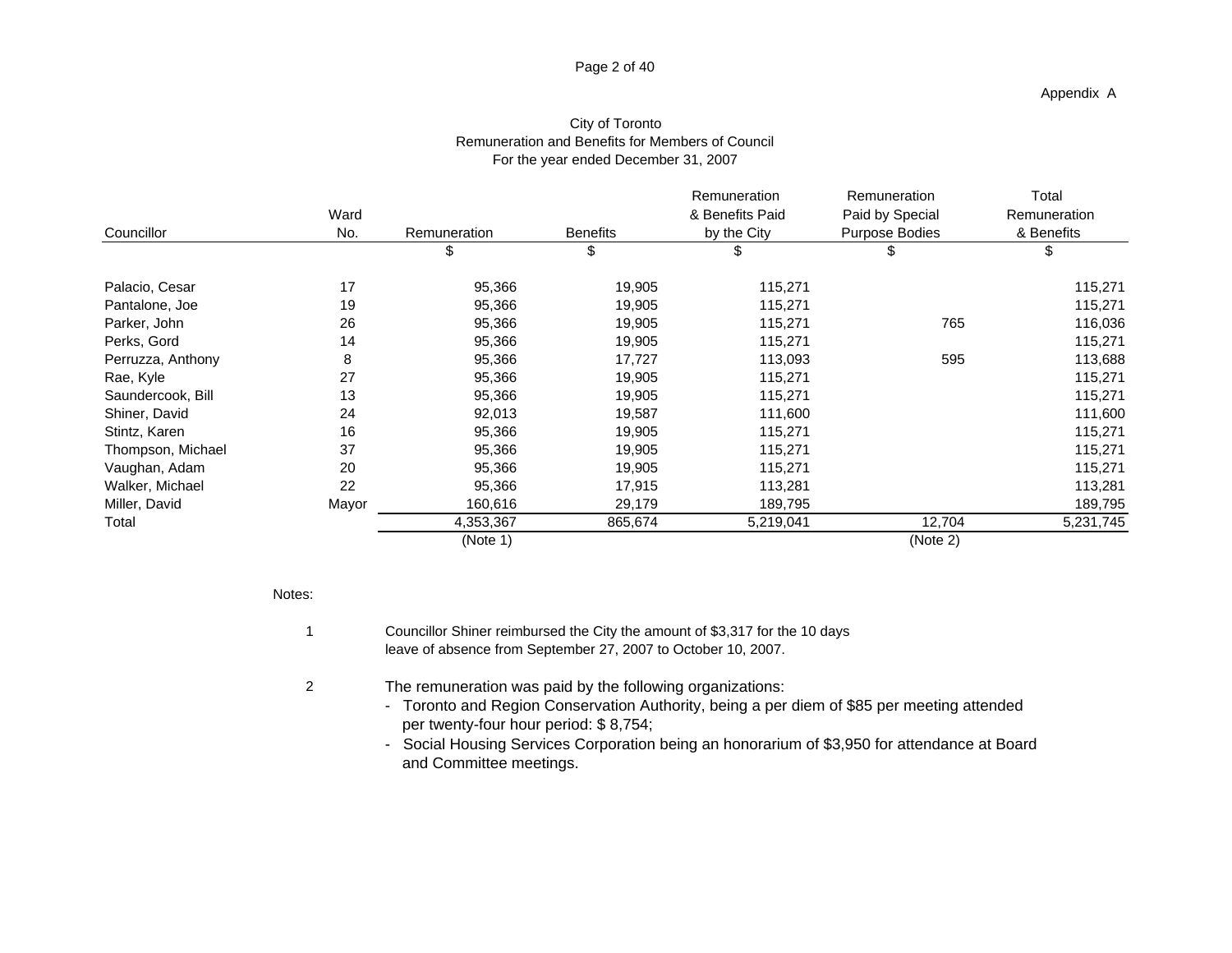Appendix A

City of Toronto
Remuneration and Benefits for Members of Council
For the year ended December 31, 2007

| Councillor | Ward No. | Remuneration | Benefits | Remuneration & Benefits Paid by the City | Remuneration Paid by Special Purpose Bodies | Total Remuneration & Benefits |
|---|---|---|---|---|---|---|
| | | $ | $ | $ | $ | $ |
| Palacio, Cesar | 17 | 95,366 | 19,905 | 115,271 | | 115,271 |
| Pantalone, Joe | 19 | 95,366 | 19,905 | 115,271 | | 115,271 |
| Parker, John | 26 | 95,366 | 19,905 | 115,271 | 765 | 116,036 |
| Perks, Gord | 14 | 95,366 | 19,905 | 115,271 | | 115,271 |
| Perruzza, Anthony | 8 | 95,366 | 17,727 | 113,093 | 595 | 113,688 |
| Rae, Kyle | 27 | 95,366 | 19,905 | 115,271 | | 115,271 |
| Saundercook, Bill | 13 | 95,366 | 19,905 | 115,271 | | 115,271 |
| Shiner, David | 24 | 92,013 | 19,587 | 111,600 | | 111,600 |
| Stintz, Karen | 16 | 95,366 | 19,905 | 115,271 | | 115,271 |
| Thompson, Michael | 37 | 95,366 | 19,905 | 115,271 | | 115,271 |
| Vaughan, Adam | 20 | 95,366 | 19,905 | 115,271 | | 115,271 |
| Walker, Michael | 22 | 95,366 | 17,915 | 113,281 | | 113,281 |
| Miller, David | Mayor | 160,616 | 29,179 | 189,795 | | 189,795 |
| Total | | 4,353,367 | 865,674 | 5,219,041 | 12,704 | 5,231,745 |
| | | (Note 1) | | | (Note 2) | |

Notes:

1. Councillor Shiner reimbursed the City the amount of $3,317 for the 10 days leave of absence from September 27, 2007 to October 10, 2007.

2. The remuneration was paid by the following organizations:
   - Toronto and Region Conservation Authority, being a per diem of $85 per meeting attended per twenty-four hour period: $ 8,754;
   - Social Housing Services Corporation being an honorarium of $3,950 for attendance at Board and Committee meetings.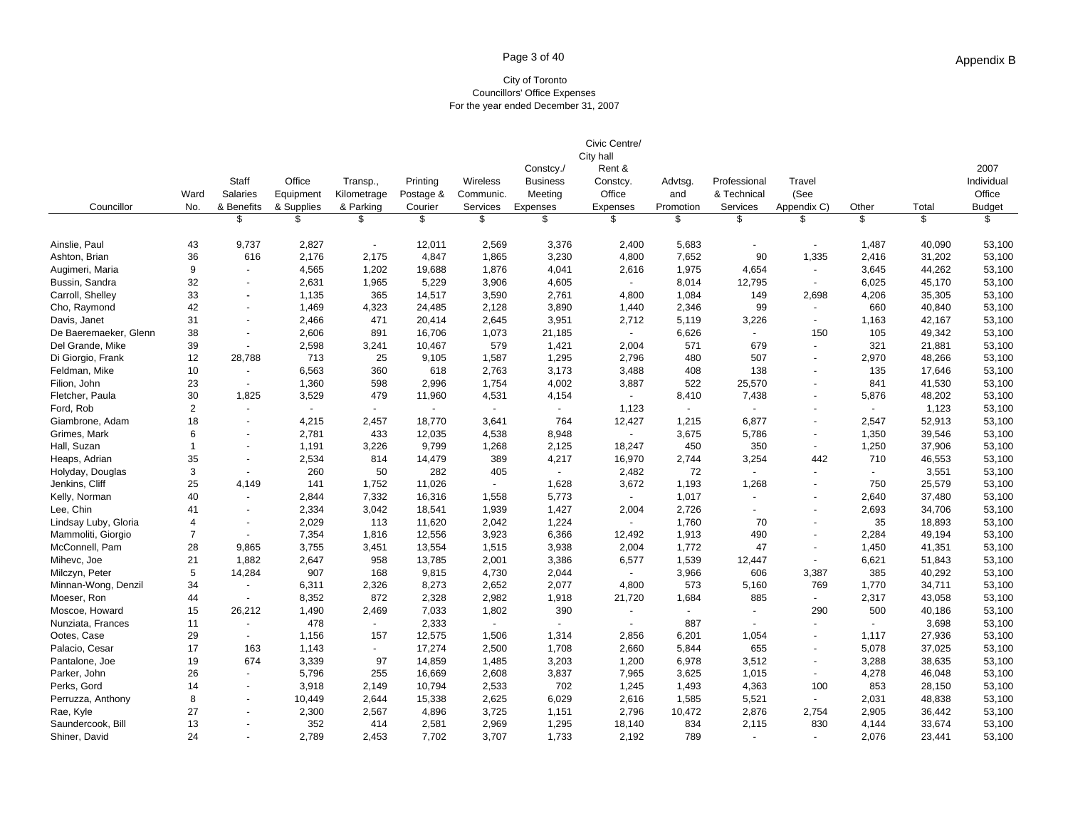Appendix B

City of Toronto
Councillors' Office Expenses
For the year ended December 31, 2007

| Councillor | Ward No. | Staff Salaries & Benefits | Office Equipment & Supplies | Transp., Kilometrage & Parking | Printing Postage & Courier | Wireless Communic. Services | Constcy./ Business Meeting Expenses | Civic Centre/ City hall Rent & Constcy. Office Expenses | Advtsg. and Promotion | Professional & Technical Services | Travel (See Appendix C) | Other | Total | 2007 Individual Office Budget |
|---|---|---|---|---|---|---|---|---|---|---|---|---|---|---|
| | | $ | $ | $ | $ | $ | $ | $ | $ | $ | $ | $ | $ | $ |
| Ainslie, Paul | 43 | 9,737 | 2,827 | - | 12,011 | 2,569 | 3,376 | 2,400 | 5,683 | - | - | 1,487 | 40,090 | 53,100 |
| Ashton, Brian | 36 | 616 | 2,176 | 2,175 | 4,847 | 1,865 | 3,230 | 4,800 | 7,652 | 90 | 1,335 | 2,416 | 31,202 | 53,100 |
| Augimeri, Maria | 9 | - | 4,565 | 1,202 | 19,688 | 1,876 | 4,041 | 2,616 | 1,975 | 4,654 | - | 3,645 | 44,262 | 53,100 |
| Bussin, Sandra | 32 | - | 2,631 | 1,965 | 5,229 | 3,906 | 4,605 | - | 8,014 | 12,795 | - | 6,025 | 45,170 | 53,100 |
| Carroll, Shelley | 33 | - | 1,135 | 365 | 14,517 | 3,590 | 2,761 | 4,800 | 1,084 | 149 | 2,698 | 4,206 | 35,305 | 53,100 |
| Cho, Raymond | 42 | - | 1,469 | 4,323 | 24,485 | 2,128 | 3,890 | 1,440 | 2,346 | 99 | - | 660 | 40,840 | 53,100 |
| Davis, Janet | 31 | - | 2,466 | 471 | 20,414 | 2,645 | 3,951 | 2,712 | 5,119 | 3,226 | - | 1,163 | 42,167 | 53,100 |
| De Baeremaeker, Glenn | 38 | - | 2,606 | 891 | 16,706 | 1,073 | 21,185 | - | 6,626 | - | 150 | 105 | 49,342 | 53,100 |
| Del Grande, Mike | 39 | - | 2,598 | 3,241 | 10,467 | 579 | 1,421 | 2,004 | 571 | 679 | - | 321 | 21,881 | 53,100 |
| Di Giorgio, Frank | 12 | 28,788 | 713 | 25 | 9,105 | 1,587 | 1,295 | 2,796 | 480 | 507 | - | 2,970 | 48,266 | 53,100 |
| Feldman, Mike | 10 | - | 6,563 | 360 | 618 | 2,763 | 3,173 | 3,488 | 408 | 138 | - | 135 | 17,646 | 53,100 |
| Filion, John | 23 | - | 1,360 | 598 | 2,996 | 1,754 | 4,002 | 3,887 | 522 | 25,570 | - | 841 | 41,530 | 53,100 |
| Fletcher, Paula | 30 | 1,825 | 3,529 | 479 | 11,960 | 4,531 | 4,154 | - | 8,410 | 7,438 | - | 5,876 | 48,202 | 53,100 |
| Ford, Rob | 2 | - | - | - | - | - | - | 1,123 | - | - | - | - | 1,123 | 53,100 |
| Giambrone, Adam | 18 | - | 4,215 | 2,457 | 18,770 | 3,641 | 764 | 12,427 | 1,215 | 6,877 | - | 2,547 | 52,913 | 53,100 |
| Grimes, Mark | 6 | - | 2,781 | 433 | 12,035 | 4,538 | 8,948 | - | 3,675 | 5,786 | - | 1,350 | 39,546 | 53,100 |
| Hall, Suzan | 1 | - | 1,191 | 3,226 | 9,799 | 1,268 | 2,125 | 18,247 | 450 | 350 | - | 1,250 | 37,906 | 53,100 |
| Heaps, Adrian | 35 | - | 2,534 | 814 | 14,479 | 389 | 4,217 | 16,970 | 2,744 | 3,254 | 442 | 710 | 46,553 | 53,100 |
| Holyday, Douglas | 3 | - | 260 | 50 | 282 | 405 | - | 2,482 | 72 | - | - | - | 3,551 | 53,100 |
| Jenkins, Cliff | 25 | 4,149 | 141 | 1,752 | 11,026 | - | 1,628 | 3,672 | 1,193 | 1,268 | - | 750 | 25,579 | 53,100 |
| Kelly, Norman | 40 | - | 2,844 | 7,332 | 16,316 | 1,558 | 5,773 | - | 1,017 | - | - | 2,640 | 37,480 | 53,100 |
| Lee, Chin | 41 | - | 2,334 | 3,042 | 18,541 | 1,939 | 1,427 | 2,004 | 2,726 | - | - | 2,693 | 34,706 | 53,100 |
| Lindsay Luby, Gloria | 4 | - | 2,029 | 113 | 11,620 | 2,042 | 1,224 | - | 1,760 | 70 | - | 35 | 18,893 | 53,100 |
| Mammoliti, Giorgio | 7 | - | 7,354 | 1,816 | 12,556 | 3,923 | 6,366 | 12,492 | 1,913 | 490 | - | 2,284 | 49,194 | 53,100 |
| McConnell, Pam | 28 | 9,865 | 3,755 | 3,451 | 13,554 | 1,515 | 3,938 | 2,004 | 1,772 | 47 | - | 1,450 | 41,351 | 53,100 |
| Mihevc, Joe | 21 | 1,882 | 2,647 | 958 | 13,785 | 2,001 | 3,386 | 6,577 | 1,539 | 12,447 | - | 6,621 | 51,843 | 53,100 |
| Milczyn, Peter | 5 | 14,284 | 907 | 168 | 9,815 | 4,730 | 2,044 | - | 3,966 | 606 | 3,387 | 385 | 40,292 | 53,100 |
| Minnan-Wong, Denzil | 34 | - | 6,311 | 2,326 | 8,273 | 2,652 | 2,077 | 4,800 | 573 | 5,160 | 769 | 1,770 | 34,711 | 53,100 |
| Moeser, Ron | 44 | - | 8,352 | 872 | 2,328 | 2,982 | 1,918 | 21,720 | 1,684 | 885 | - | 2,317 | 43,058 | 53,100 |
| Moscoe, Howard | 15 | 26,212 | 1,490 | 2,469 | 7,033 | 1,802 | 390 | - | - | - | 290 | 500 | 40,186 | 53,100 |
| Nunziata, Frances | 11 | - | 478 | - | 2,333 | - | - | - | 887 | - | - | - | 3,698 | 53,100 |
| Ootes, Case | 29 | - | 1,156 | 157 | 12,575 | 1,506 | 1,314 | 2,856 | 6,201 | 1,054 | - | 1,117 | 27,936 | 53,100 |
| Palacio, Cesar | 17 | 163 | 1,143 | - | 17,274 | 2,500 | 1,708 | 2,660 | 5,844 | 655 | - | 5,078 | 37,025 | 53,100 |
| Pantalone, Joe | 19 | 674 | 3,339 | 97 | 14,859 | 1,485 | 3,203 | 1,200 | 6,978 | 3,512 | - | 3,288 | 38,635 | 53,100 |
| Parker, John | 26 | - | 5,796 | 255 | 16,669 | 2,608 | 3,837 | 7,965 | 3,625 | 1,015 | - | 4,278 | 46,048 | 53,100 |
| Perks, Gord | 14 | - | 3,918 | 2,149 | 10,794 | 2,533 | 702 | 1,245 | 1,493 | 4,363 | 100 | 853 | 28,150 | 53,100 |
| Perruzza, Anthony | 8 | - | 10,449 | 2,644 | 15,338 | 2,625 | 6,029 | 2,616 | 1,585 | 5,521 | - | 2,031 | 48,838 | 53,100 |
| Rae, Kyle | 27 | - | 2,300 | 2,567 | 4,896 | 3,725 | 1,151 | 2,796 | 10,472 | 2,876 | 2,754 | 2,905 | 36,442 | 53,100 |
| Saundercook, Bill | 13 | - | 352 | 414 | 2,581 | 2,969 | 1,295 | 18,140 | 834 | 2,115 | 830 | 4,144 | 33,674 | 53,100 |
| Shiner, David | 24 | - | 2,789 | 2,453 | 7,702 | 3,707 | 1,733 | 2,192 | 789 | - | - | 2,076 | 23,441 | 53,100 |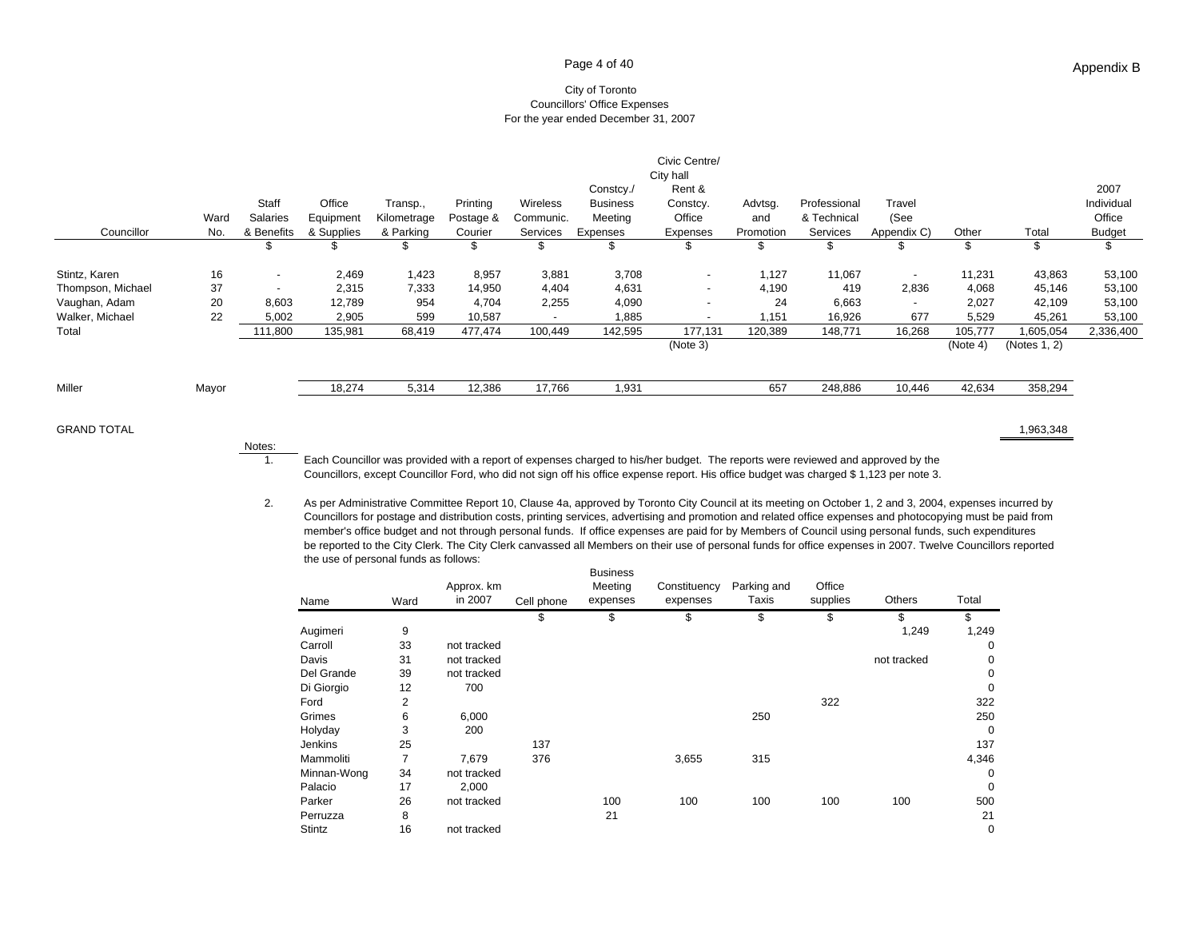Appendix B

City of Toronto
Councillors' Office Expenses
For the year ended December 31, 2007

| Councillor | Ward No. | Staff Salaries & Benefits | Office Equipment & Supplies | Transp., Kilometrage & Parking | Printing Postage & Courier | Wireless Communic. Services | Constcy./ Business Meeting Expenses | Civic Centre/ City hall Rent & Constcy. Office Expenses | Advtsg. and Promotion | Professional & Technical Services | Travel (See Appendix C) | Other | Total | 2007 Individual Office Budget |
|---|---|---|---|---|---|---|---|---|---|---|---|---|---|---|
| | | $ | $ | $ | $ | $ | $ | $ | $ | $ | $ | $ | $ | $ |
| Stintz, Karen | 16 | - | 2,469 | 1,423 | 8,957 | 3,881 | 3,708 | - | 1,127 | 11,067 | - | 11,231 | 43,863 | 53,100 |
| Thompson, Michael | 37 | - | 2,315 | 7,333 | 14,950 | 4,404 | 4,631 | - | 4,190 | 419 | 2,836 | 4,068 | 45,146 | 53,100 |
| Vaughan, Adam | 20 | 8,603 | 12,789 | 954 | 4,704 | 2,255 | 4,090 | - | 24 | 6,663 | - | 2,027 | 42,109 | 53,100 |
| Walker, Michael | 22 | 5,002 | 2,905 | 599 | 10,587 | - | 1,885 | - | 1,151 | 16,926 | 677 | 5,529 | 45,261 | 53,100 |
| Total | | 111,800 | 135,981 | 68,419 | 477,474 | 100,449 | 142,595 | 177,131 | 120,389 | 148,771 | 16,268 | 105,777 | 1,605,054 | 2,336,400 |
| | | | | | | | | (Note 3) | | | | (Note 4) | (Notes 1, 2) | |
| Miller | Mayor | | 18,274 | 5,314 | 12,386 | 17,766 | 1,931 | | 657 | 248,886 | 10,446 | 42,634 | 358,294 | |
| GRAND TOTAL | | | | | | | | | | | | | 1,963,348 | |

Notes:

1. Each Councillor was provided with a report of expenses charged to his/her budget. The reports were reviewed and approved by the Councillors, except Councillor Ford, who did not sign off his office expense report. His office budget was charged $ 1,123 per note 3.

2. As per Administrative Committee Report 10, Clause 4a, approved by Toronto City Council at its meeting on October 1, 2 and 3, 2004, expenses incurred by Councillors for postage and distribution costs, printing services, advertising and promotion and related office expenses and photocopying must be paid from member's office budget and not through personal funds. If office expenses are paid for by Members of Council using personal funds, such expenditures be reported to the City Clerk. The City Clerk canvassed all Members on their use of personal funds for office expenses in 2007. Twelve Councillors reported the use of personal funds as follows:

| Name | Ward | Approx. km in 2007 | Cell phone | Business Meeting expenses | Constituency expenses | Parking and Taxis | Office supplies | Others | Total |
|---|---|---|---|---|---|---|---|---|---|
| | | | $ | $ | $ | $ | $ | $ | $ |
| Augimeri | 9 | | | | | | | 1,249 | 1,249 |
| Carroll | 33 | not tracked | | | | | | | 0 |
| Davis | 31 | not tracked | | | | | | not tracked | 0 |
| Del Grande | 39 | not tracked | | | | | | | 0 |
| Di Giorgio | 12 | 700 | | | | | | | 0 |
| Ford | 2 | | | | | | 322 | | 322 |
| Grimes | 6 | 6,000 | | | | 250 | | | 250 |
| Holyday | 3 | 200 | | | | | | | 0 |
| Jenkins | 25 | | 137 | | | | | | 137 |
| Mammoliti | 7 | 7,679 | 376 | | 3,655 | 315 | | | 4,346 |
| Minnan-Wong | 34 | not tracked | | | | | | | 0 |
| Palacio | 17 | 2,000 | | | | | | | 0 |
| Parker | 26 | not tracked | | 100 | 100 | 100 | 100 | 100 | 500 |
| Perruzza | 8 | | | 21 | | | | | 21 |
| Stintz | 16 | not tracked | | | | | | | 0 |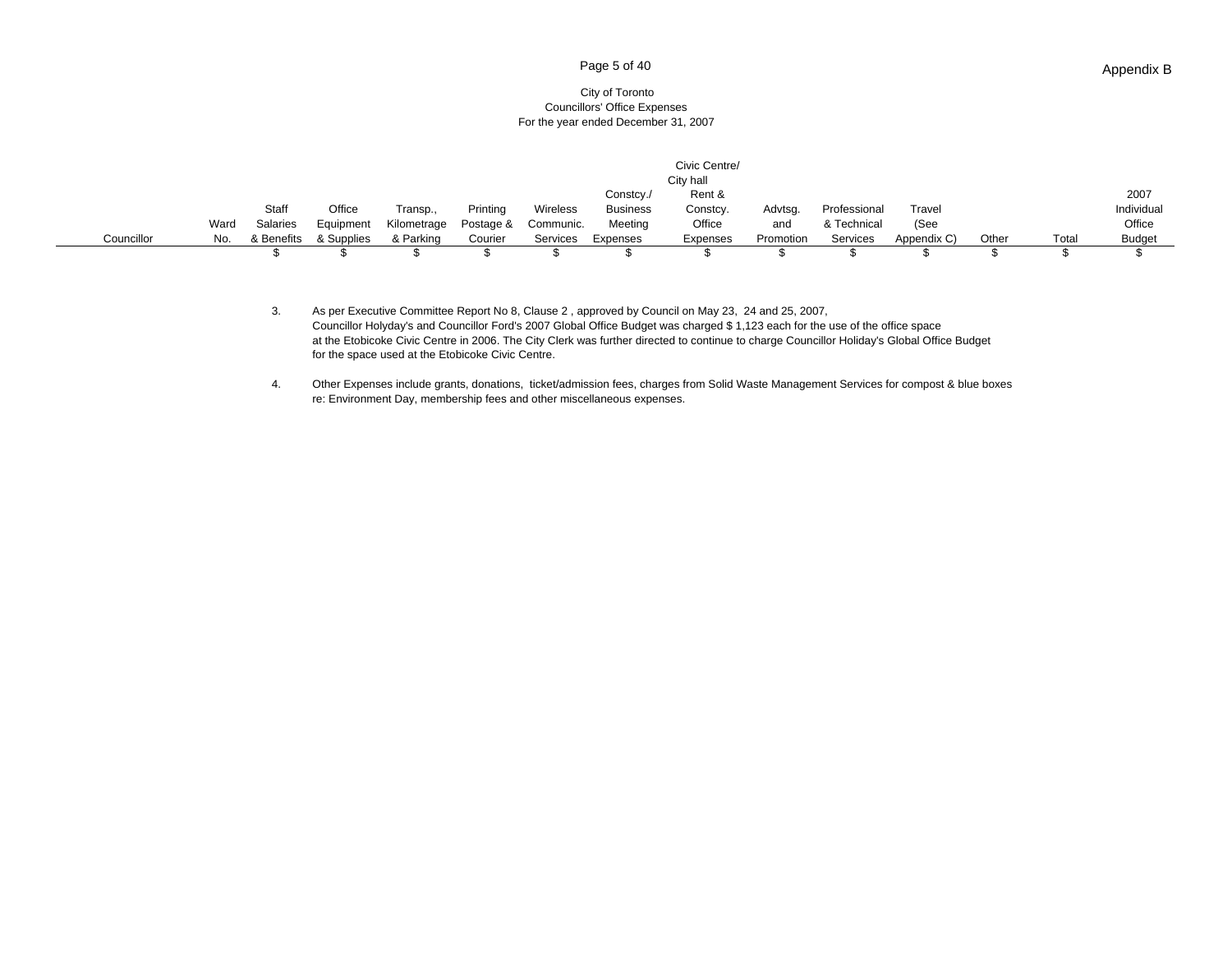Appendix B

City of Toronto
Councillors' Office Expenses
For the year ended December 31, 2007

| Councillor | Ward No. | Staff Salaries & Benefits | Office Equipment & Supplies | Transp., Kilometrage & Parking | Printing Postage & Courier | Wireless Communic. Services | Constcy./ Business Meeting Expenses | Civic Centre/ City hall Rent & Constcy. Office Expenses | Advtsg. and Promotion | Professional & Technical Services | Travel (See Appendix C) | Other | Total | 2007 Individual Office Budget |
|---|---|---|---|---|---|---|---|---|---|---|---|---|---|---|
| | | $ | $ | $ | $ | $ | $ | $ | $ | $ | $ | $ | $ | $ |

3. As per Executive Committee Report No 8, Clause 2 , approved by Council on May 23, 24 and 25, 2007, Councillor Holyday's and Councillor Ford's 2007 Global Office Budget was charged $ 1,123 each for the use of the office space at the Etobicoke Civic Centre in 2006. The City Clerk was further directed to continue to charge Councillor Holiday's Global Office Budget for the space used at the Etobicoke Civic Centre.

4. Other Expenses include grants, donations, ticket/admission fees, charges from Solid Waste Management Services for compost & blue boxes re: Environment Day, membership fees and other miscellaneous expenses.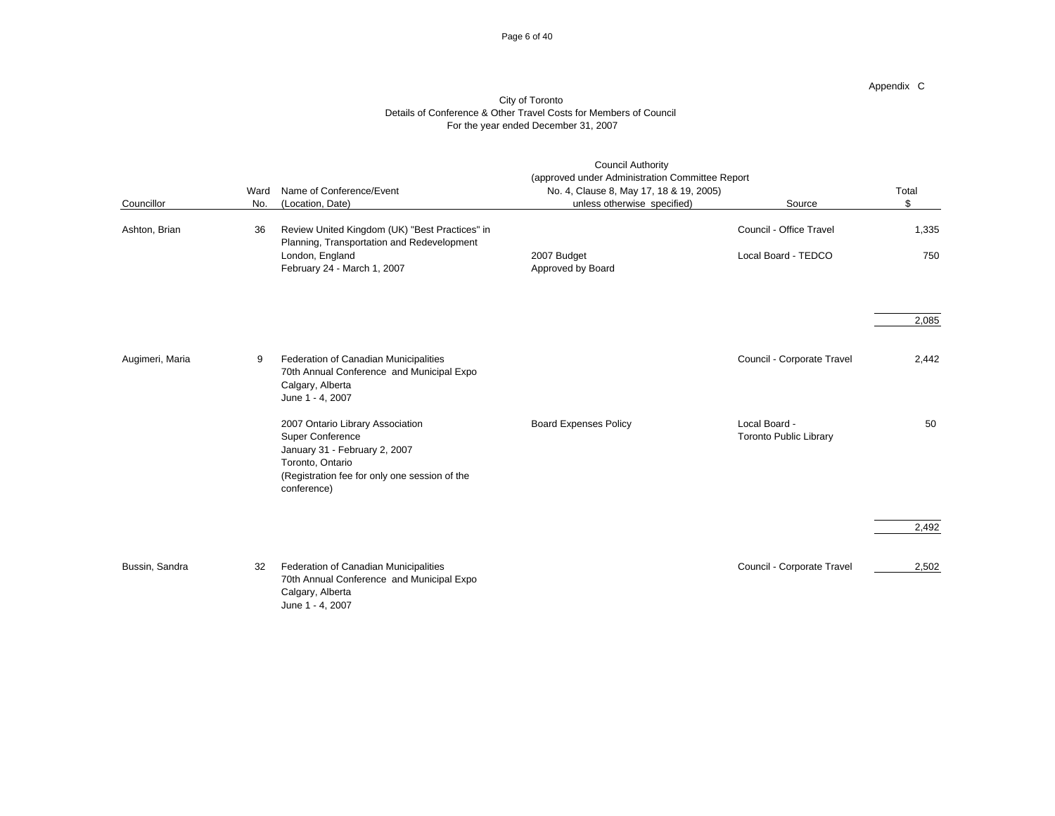Appendix C

City of Toronto
Details of Conference & Other Travel Costs for Members of Council
For the year ended December 31, 2007

| Councillor | Ward No. | Name of Conference/Event (Location, Date) | Council Authority (approved under Administration Committee Report No. 4, Clause 8, May 17, 18 & 19, 2005) unless otherwise specified) | Source | Total $ |
|---|---|---|---|---|---|
| Ashton, Brian | 36 | Review United Kingdom (UK) "Best Practices" in Planning, Transportation and Redevelopment London, England February 24 - March 1, 2007 | | Council - Office Travel | 1,335 |
| | | | 2007 Budget Approved by Board | Local Board - TEDCO | 750 |
| | | | | | 2,085 |
| Augimeri, Maria | 9 | Federation of Canadian Municipalities 70th Annual Conference and Municipal Expo Calgary, Alberta June 1 - 4, 2007 | | Council - Corporate Travel | 2,442 |
| | | 2007 Ontario Library Association Super Conference January 31 - February 2, 2007 Toronto, Ontario (Registration fee for only one session of the conference) | Board Expenses Policy | Local Board - Toronto Public Library | 50 |
| | | | | | 2,492 |
| Bussin, Sandra | 32 | Federation of Canadian Municipalities 70th Annual Conference and Municipal Expo Calgary, Alberta June 1 - 4, 2007 | | Council - Corporate Travel | 2,502 |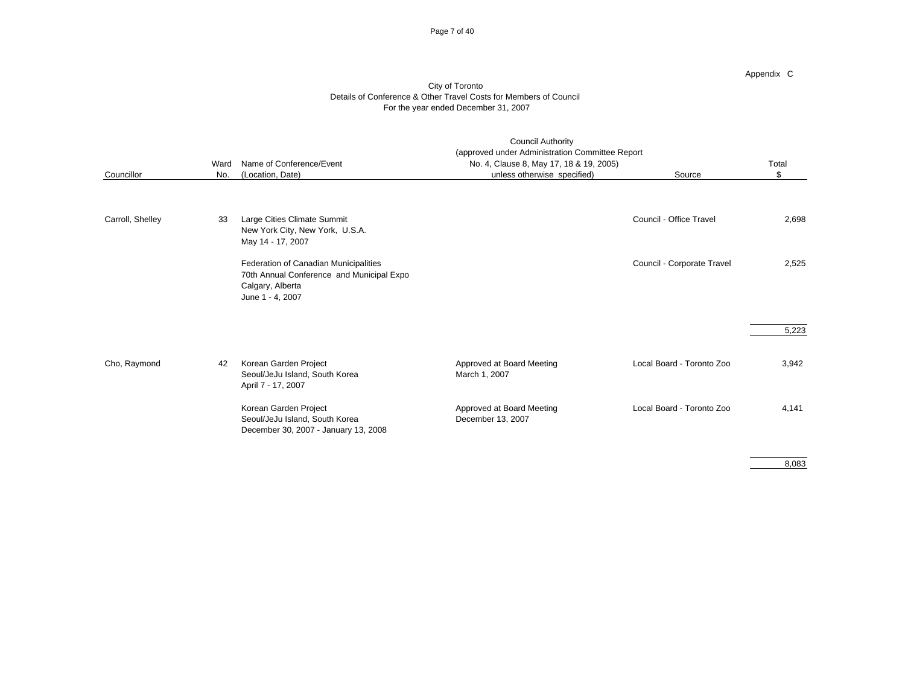Appendix C

City of Toronto
Details of Conference & Other Travel Costs for Members of Council
For the year ended December 31, 2007

| Councillor | Ward No. | Name of Conference/Event (Location, Date) | Council Authority (approved under Administration Committee Report No. 4, Clause 8, May 17, 18 & 19, 2005) unless otherwise specified) | Source | Total $ |
|---|---|---|---|---|---|
| Carroll, Shelley | 33 | Large Cities Climate Summit<br>New York City, New York, U.S.A.<br>May 14 - 17, 2007 | | Council - Office Travel | 2,698 |
| | | Federation of Canadian Municipalities<br>70th Annual Conference and Municipal Expo<br>Calgary, Alberta<br>June 1 - 4, 2007 | | Council - Corporate Travel | 2,525 |
| | | | | | 5,223 |
| Cho, Raymond | 42 | Korean Garden Project<br>Seoul/JeJu Island, South Korea<br>April 7 - 17, 2007 | Approved at Board Meeting<br>March 1, 2007 | Local Board - Toronto Zoo | 3,942 |
| | | Korean Garden Project<br>Seoul/JeJu Island, South Korea<br>December 30, 2007 - January 13, 2008 | Approved at Board Meeting<br>December 13, 2007 | Local Board - Toronto Zoo | 4,141 |
| | | | | | 8,083 |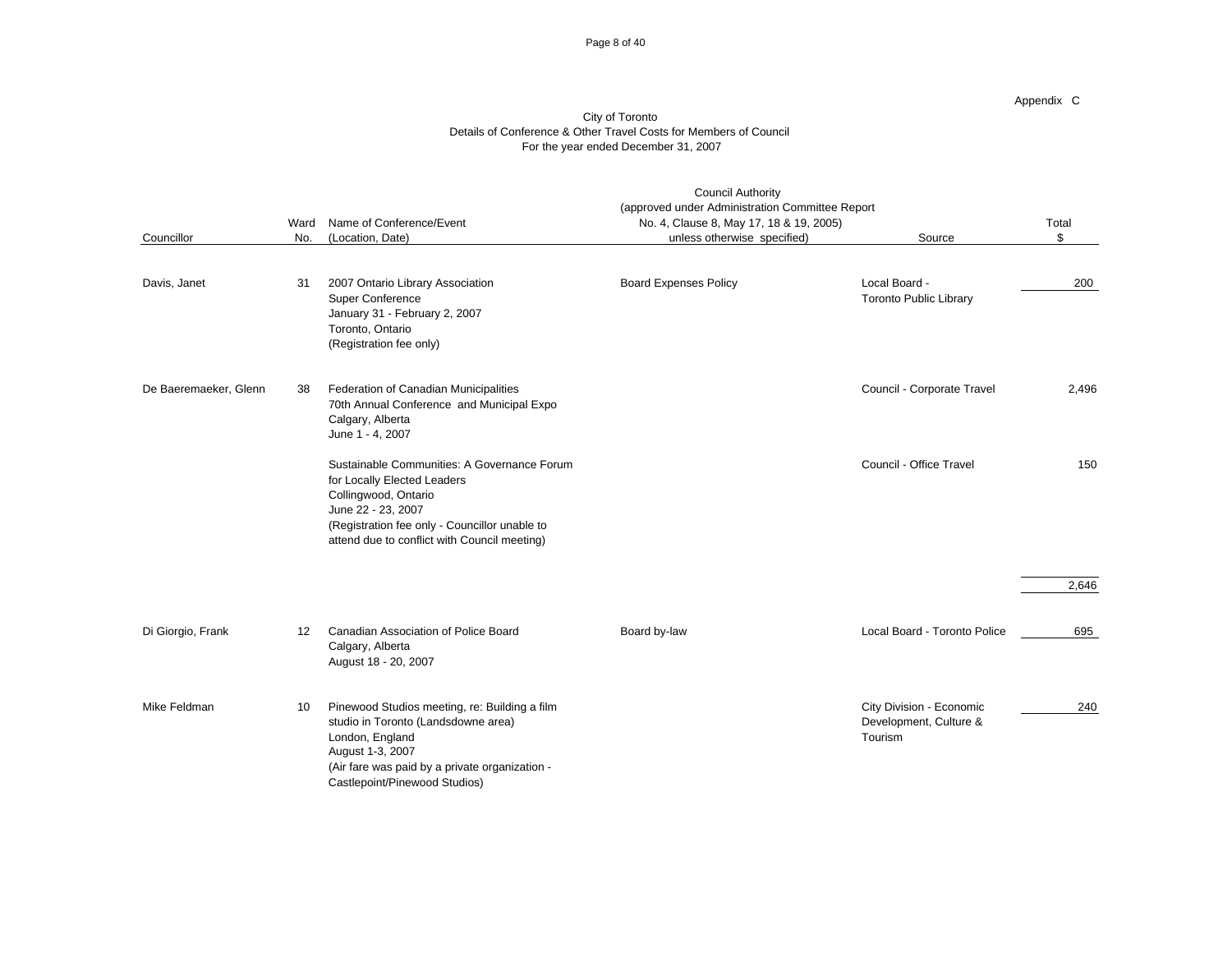Appendix C

City of Toronto
Details of Conference & Other Travel Costs for Members of Council
For the year ended December 31, 2007

| Councillor | Ward No. | Name of Conference/Event (Location, Date) | Council Authority (approved under Administration Committee Report No. 4, Clause 8, May 17, 18 & 19, 2005) unless otherwise specified) | Source | Total $ |
|---|---|---|---|---|---|
| Davis, Janet | 31 | 2007 Ontario Library Association Super Conference<br>January 31 - February 2, 2007<br>Toronto, Ontario<br>(Registration fee only) | Board Expenses Policy | Local Board - Toronto Public Library | 200 |
| De Baeremaeker, Glenn | 38 | Federation of Canadian Municipalities 70th Annual Conference and Municipal Expo<br>Calgary, Alberta<br>June 1 - 4, 2007 | | Council - Corporate Travel | 2,496 |
| | | Sustainable Communities: A Governance Forum for Locally Elected Leaders<br>Collingwood, Ontario<br>June 22 - 23, 2007<br>(Registration fee only - Councillor unable to attend due to conflict with Council meeting) | | Council - Office Travel | 150 |
| | | | | | 2,646 |
| Di Giorgio, Frank | 12 | Canadian Association of Police Board<br>Calgary, Alberta<br>August 18 - 20, 2007 | Board by-law | Local Board - Toronto Police | 695 |
| Mike Feldman | 10 | Pinewood Studios meeting, re: Building a film studio in Toronto (Landsdowne area)<br>London, England<br>August 1-3, 2007<br>(Air fare was paid by a private organization - Castlepoint/Pinewood Studios) | | City Division - Economic Development, Culture & Tourism | 240 |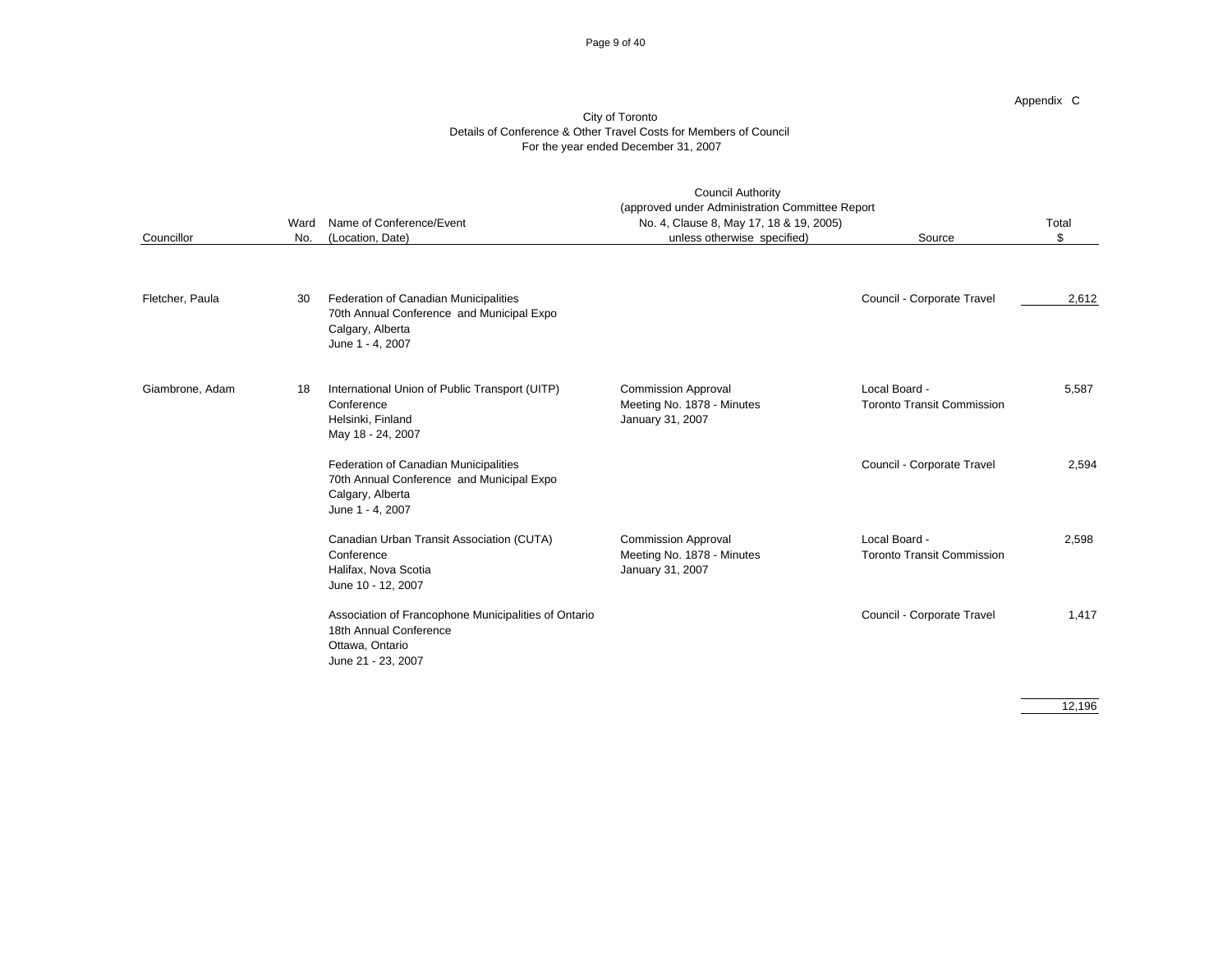Appendix C

City of Toronto
Details of Conference & Other Travel Costs for Members of Council
For the year ended December 31, 2007

| Councillor | Ward No. | Name of Conference/Event (Location, Date) | Council Authority (approved under Administration Committee Report No. 4, Clause 8, May 17, 18 & 19, 2005) unless otherwise specified) | Source | Total $ |
|---|---|---|---|---|---|
| Fletcher, Paula | 30 | Federation of Canadian Municipalities 70th Annual Conference and Municipal Expo Calgary, Alberta June 1 - 4, 2007 | | Council - Corporate Travel | 2,612 |
| Giambrone, Adam | 18 | International Union of Public Transport (UITP) Conference Helsinki, Finland May 18 - 24, 2007 | Commission Approval Meeting No. 1878 - Minutes January 31, 2007 | Local Board - Toronto Transit Commission | 5,587 |
| | | Federation of Canadian Municipalities 70th Annual Conference and Municipal Expo Calgary, Alberta June 1 - 4, 2007 | | Council - Corporate Travel | 2,594 |
| | | Canadian Urban Transit Association (CUTA) Conference Halifax, Nova Scotia June 10 - 12, 2007 | Commission Approval Meeting No. 1878 - Minutes January 31, 2007 | Local Board - Toronto Transit Commission | 2,598 |
| | | Association of Francophone Municipalities of Ontario 18th Annual Conference Ottawa, Ontario June 21 - 23, 2007 | | Council - Corporate Travel | 1,417 |
| | | | | | 12,196 |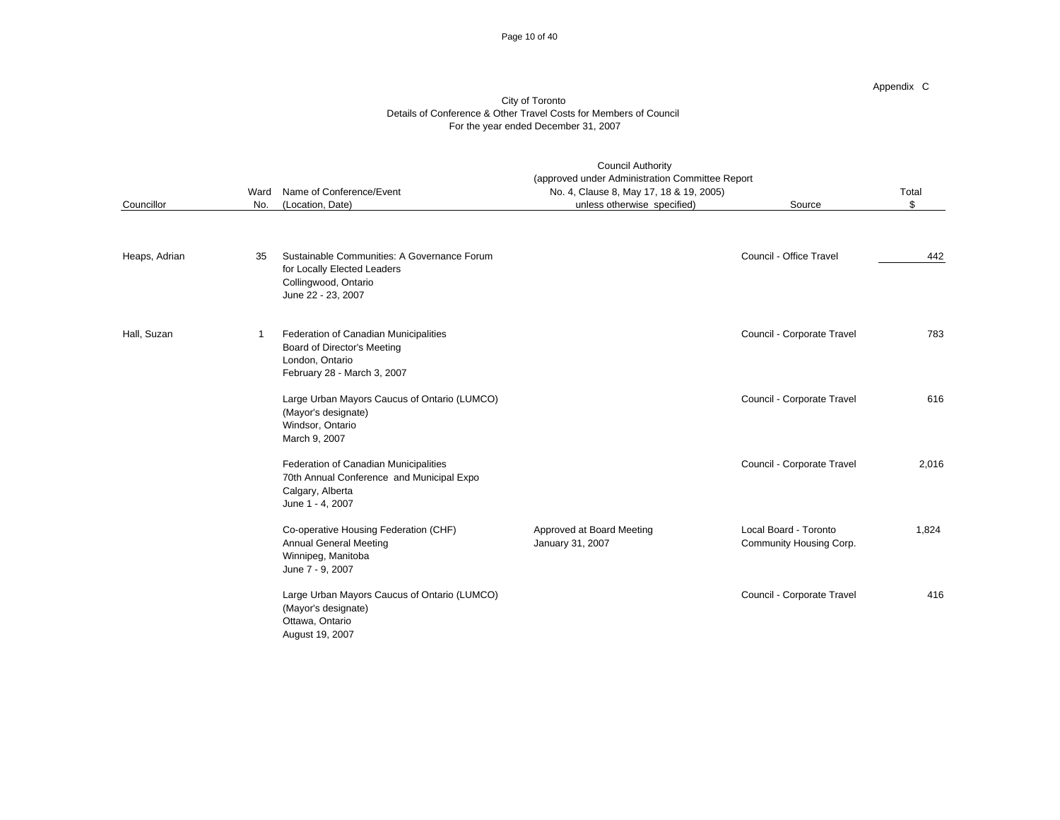Appendix C

City of Toronto
Details of Conference & Other Travel Costs for Members of Council
For the year ended December 31, 2007

| Councillor | Ward No. | Name of Conference/Event (Location, Date) | Council Authority (approved under Administration Committee Report No. 4, Clause 8, May 17, 18 & 19, 2005) unless otherwise specified) | Source | Total $ |
|---|---|---|---|---|---|
| Heaps, Adrian | 35 | Sustainable Communities: A Governance Forum for Locally Elected Leaders Collingwood, Ontario June 22 - 23, 2007 | | Council - Office Travel | 442 |
| Hall, Suzan | 1 | Federation of Canadian Municipalities Board of Director's Meeting London, Ontario February 28 - March 3, 2007 | | Council - Corporate Travel | 783 |
| | | Large Urban Mayors Caucus of Ontario (LUMCO) (Mayor's designate) Windsor, Ontario March 9, 2007 | | Council - Corporate Travel | 616 |
| | | Federation of Canadian Municipalities 70th Annual Conference and Municipal Expo Calgary, Alberta June 1 - 4, 2007 | | Council - Corporate Travel | 2,016 |
| | | Co-operative Housing Federation (CHF) Annual General Meeting Winnipeg, Manitoba June 7 - 9, 2007 | Approved at Board Meeting January 31, 2007 | Local Board - Toronto Community Housing Corp. | 1,824 |
| | | Large Urban Mayors Caucus of Ontario (LUMCO) (Mayor's designate) Ottawa, Ontario August 19, 2007 | | Council - Corporate Travel | 416 |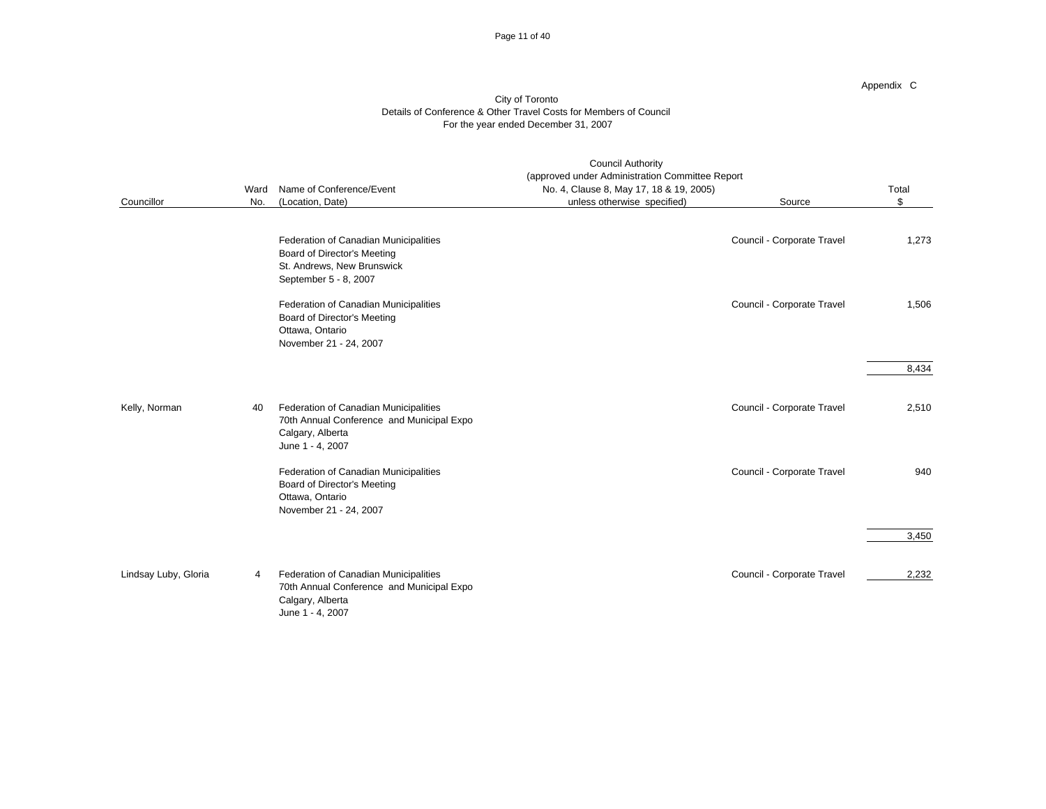Appendix C

City of Toronto
Details of Conference & Other Travel Costs for Members of Council
For the year ended December 31, 2007

| Councillor | Ward No. | Name of Conference/Event (Location, Date) | Council Authority (approved under Administration Committee Report No. 4, Clause 8, May 17, 18 & 19, 2005) unless otherwise specified) | Source | Total $ |
|---|---|---|---|---|---|
| | | Federation of Canadian Municipalities<br>Board of Director's Meeting<br>St. Andrews, New Brunswick<br>September 5 - 8, 2007 | | Council - Corporate Travel | 1,273 |
| | | Federation of Canadian Municipalities<br>Board of Director's Meeting<br>Ottawa, Ontario<br>November 21 - 24, 2007 | | Council - Corporate Travel | 1,506 |
| | | | | | 8,434 |
| Kelly, Norman | 40 | Federation of Canadian Municipalities<br>70th Annual Conference and Municipal Expo<br>Calgary, Alberta<br>June 1 - 4, 2007 | | Council - Corporate Travel | 2,510 |
| | | Federation of Canadian Municipalities<br>Board of Director's Meeting<br>Ottawa, Ontario<br>November 21 - 24, 2007 | | Council - Corporate Travel | 940 |
| | | | | | 3,450 |
| Lindsay Luby, Gloria | 4 | Federation of Canadian Municipalities<br>70th Annual Conference and Municipal Expo<br>Calgary, Alberta<br>June 1 - 4, 2007 | | Council - Corporate Travel | 2,232 |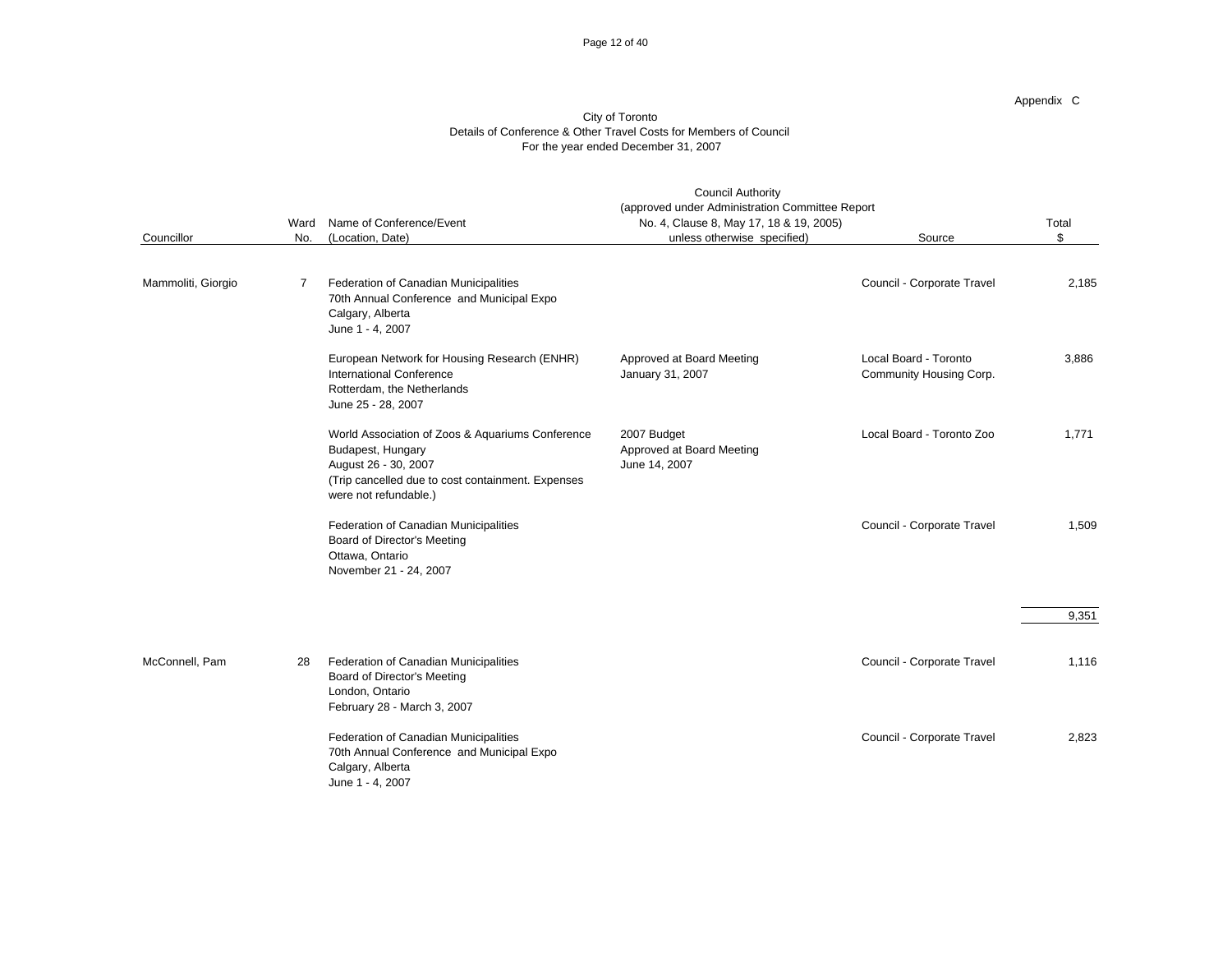Appendix C

City of Toronto
Details of Conference & Other Travel Costs for Members of Council
For the year ended December 31, 2007

| Councillor | Ward No. | Name of Conference/Event (Location, Date) | Council Authority (approved under Administration Committee Report No. 4, Clause 8, May 17, 18 & 19, 2005) unless otherwise specified) | Source | Total $ |
|---|---|---|---|---|---|
| Mammoliti, Giorgio | 7 | Federation of Canadian Municipalities 70th Annual Conference and Municipal Expo Calgary, Alberta June 1 - 4, 2007 | | Council - Corporate Travel | 2,185 |
| | | European Network for Housing Research (ENHR) International Conference Rotterdam, the Netherlands June 25 - 28, 2007 | Approved at Board Meeting January 31, 2007 | Local Board - Toronto Community Housing Corp. | 3,886 |
| | | World Association of Zoos & Aquariums Conference Budapest, Hungary August 26 - 30, 2007 (Trip cancelled due to cost containment. Expenses were not refundable.) | 2007 Budget Approved at Board Meeting June 14, 2007 | Local Board - Toronto Zoo | 1,771 |
| | | Federation of Canadian Municipalities Board of Director's Meeting Ottawa, Ontario November 21 - 24, 2007 | | Council - Corporate Travel | 1,509 |
| | | | | | 9,351 |
| McConnell, Pam | 28 | Federation of Canadian Municipalities Board of Director's Meeting London, Ontario February 28 - March 3, 2007 | | Council - Corporate Travel | 1,116 |
| | | Federation of Canadian Municipalities 70th Annual Conference and Municipal Expo Calgary, Alberta June 1 - 4, 2007 | | Council - Corporate Travel | 2,823 |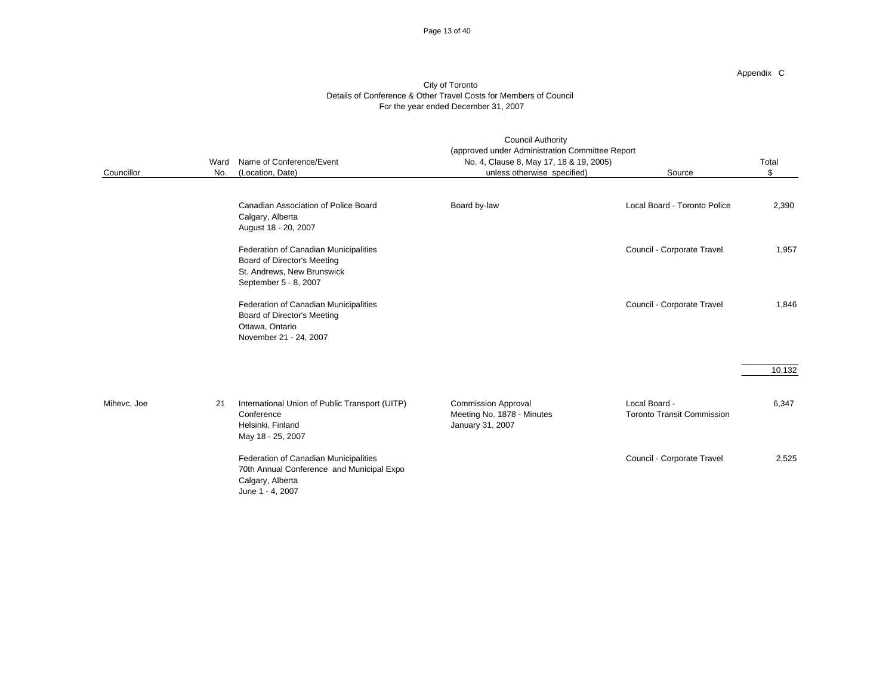Appendix C

City of Toronto
Details of Conference & Other Travel Costs for Members of Council
For the year ended December 31, 2007

| Councillor | Ward No. | Name of Conference/Event (Location, Date) | Council Authority (approved under Administration Committee Report No. 4, Clause 8, May 17, 18 & 19, 2005) unless otherwise specified) | Source | Total $ |
|---|---|---|---|---|---|
| | | Canadian Association of Police Board<br>Calgary, Alberta<br>August 18 - 20, 2007 | Board by-law | Local Board - Toronto Police | 2,390 |
| | | Federation of Canadian Municipalities<br>Board of Director's Meeting<br>St. Andrews, New Brunswick<br>September 5 - 8, 2007 | | Council - Corporate Travel | 1,957 |
| | | Federation of Canadian Municipalities<br>Board of Director's Meeting<br>Ottawa, Ontario<br>November 21 - 24, 2007 | | Council - Corporate Travel | 1,846 |
| | | | | | 10,132 |
| Mihevc, Joe | 21 | International Union of Public Transport (UITP) Conference<br>Helsinki, Finland<br>May 18 - 25, 2007 | Commission Approval<br>Meeting No. 1878 - Minutes<br>January 31, 2007 | Local Board -<br>Toronto Transit Commission | 6,347 |
| | | Federation of Canadian Municipalities<br>70th Annual Conference and Municipal Expo<br>Calgary, Alberta<br>June 1 - 4, 2007 | | Council - Corporate Travel | 2,525 |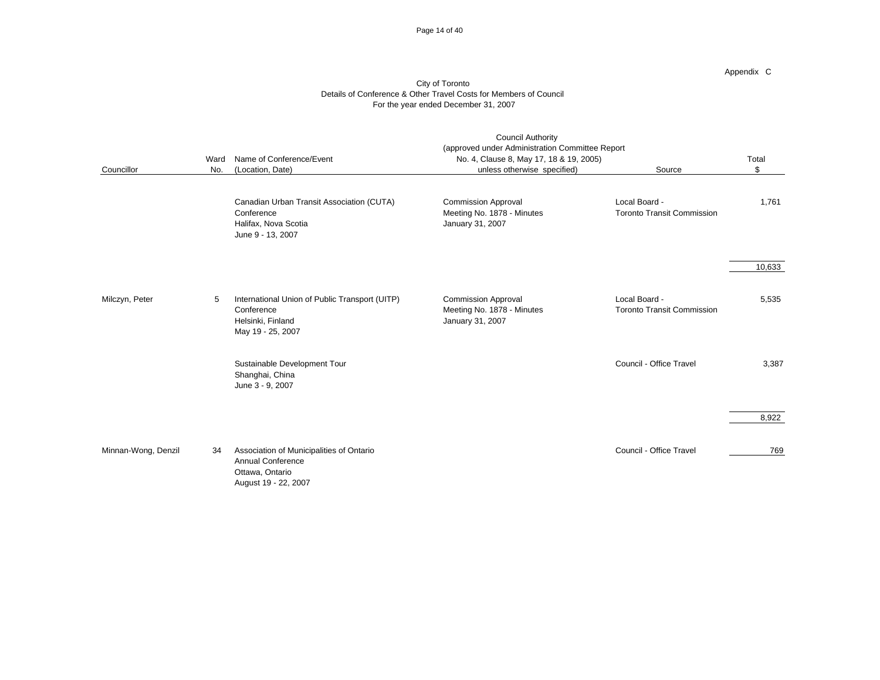Appendix C

City of Toronto
Details of Conference & Other Travel Costs for Members of Council
For the year ended December 31, 2007

| Councillor | Ward No. | Name of Conference/Event (Location, Date) | Council Authority (approved under Administration Committee Report No. 4, Clause 8, May 17, 18 & 19, 2005) unless otherwise specified) | Source | Total $ |
|---|---|---|---|---|---|
| | | Canadian Urban Transit Association (CUTA) Conference Halifax, Nova Scotia June 9 - 13, 2007 | Commission Approval Meeting No. 1878 - Minutes January 31, 2007 | Local Board - Toronto Transit Commission | 1,761 |
| | | | | | 10,633 |
| Milczyn, Peter | 5 | International Union of Public Transport (UITP) Conference Helsinki, Finland May 19 - 25, 2007 | Commission Approval Meeting No. 1878 - Minutes January 31, 2007 | Local Board - Toronto Transit Commission | 5,535 |
| | | Sustainable Development Tour Shanghai, China June 3 - 9, 2007 | | Council - Office Travel | 3,387 |
| | | | | | 8,922 |
| Minnan-Wong, Denzil | 34 | Association of Municipalities of Ontario Annual Conference Ottawa, Ontario August 19 - 22, 2007 | | Council - Office Travel | 769 |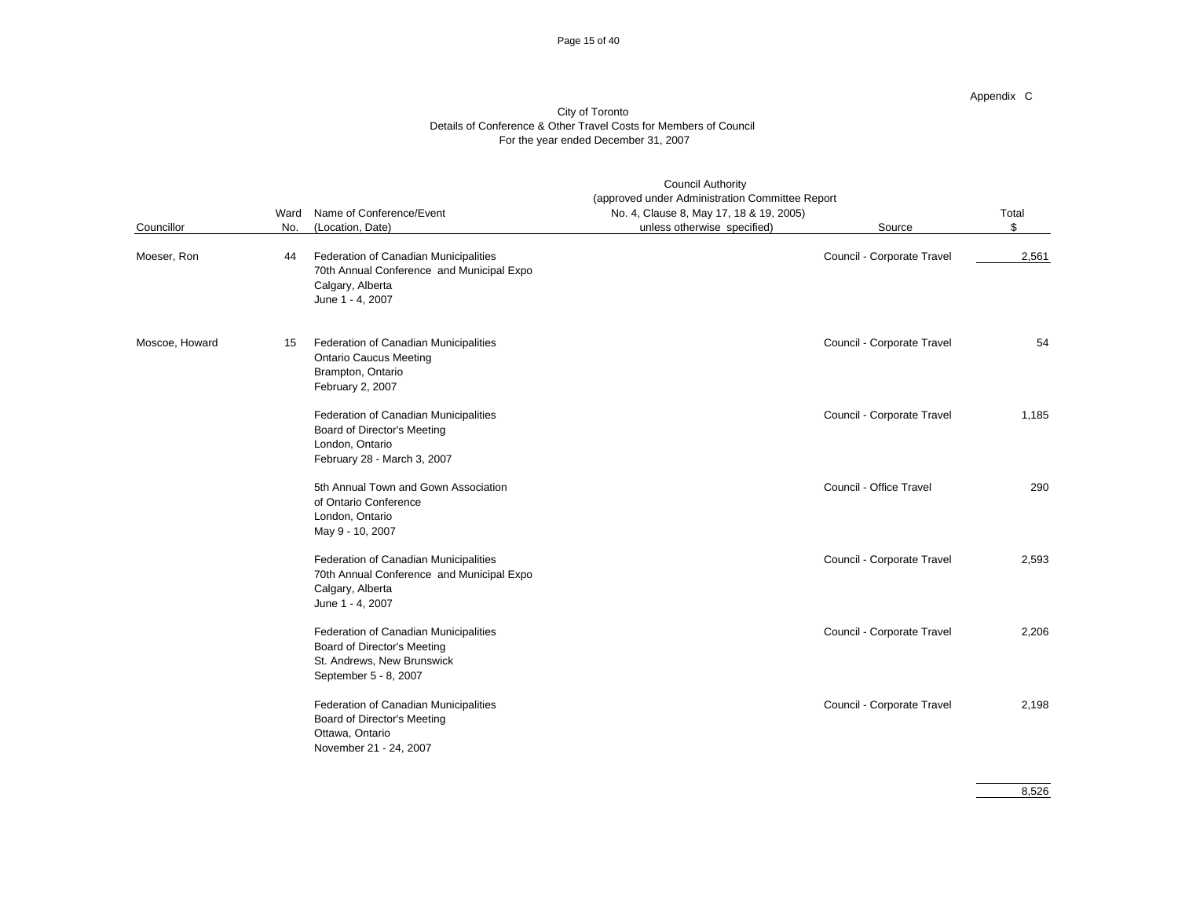Appendix C

City of Toronto
Details of Conference & Other Travel Costs for Members of Council
For the year ended December 31, 2007

| Councillor | Ward No. | Name of Conference/Event (Location, Date) | Council Authority (approved under Administration Committee Report No. 4, Clause 8, May 17, 18 & 19, 2005) unless otherwise specified) | Source | Total $ |
|---|---|---|---|---|---|
| Moeser, Ron | 44 | Federation of Canadian Municipalities 70th Annual Conference and Municipal Expo Calgary, Alberta June 1 - 4, 2007 | | Council - Corporate Travel | 2,561 |
| Moscoe, Howard | 15 | Federation of Canadian Municipalities Ontario Caucus Meeting Brampton, Ontario February 2, 2007 | | Council - Corporate Travel | 54 |
| | | Federation of Canadian Municipalities Board of Director's Meeting London, Ontario February 28 - March 3, 2007 | | Council - Corporate Travel | 1,185 |
| | | 5th Annual Town and Gown Association of Ontario Conference London, Ontario May 9 - 10, 2007 | | Council - Office Travel | 290 |
| | | Federation of Canadian Municipalities 70th Annual Conference and Municipal Expo Calgary, Alberta June 1 - 4, 2007 | | Council - Corporate Travel | 2,593 |
| | | Federation of Canadian Municipalities Board of Director's Meeting St. Andrews, New Brunswick September 5 - 8, 2007 | | Council - Corporate Travel | 2,206 |
| | | Federation of Canadian Municipalities Board of Director's Meeting Ottawa, Ontario November 21 - 24, 2007 | | Council - Corporate Travel | 2,198 |
| | | | | | 8,526 |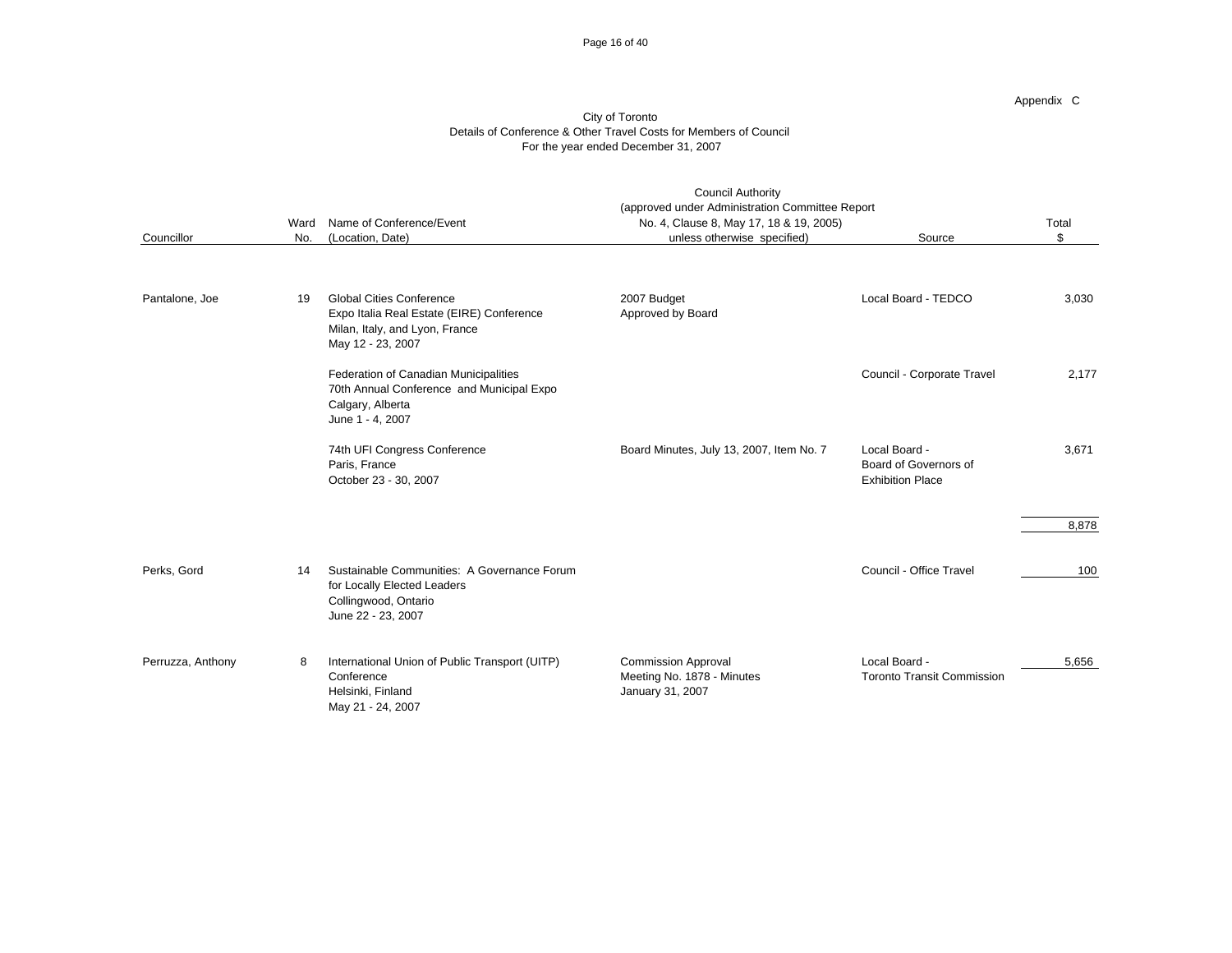Appendix C

City of Toronto
Details of Conference & Other Travel Costs for Members of Council
For the year ended December 31, 2007

| Councillor | Ward No. | Name of Conference/Event (Location, Date) | Council Authority (approved under Administration Committee Report No. 4, Clause 8, May 17, 18 & 19, 2005) unless otherwise specified) | Source | Total $ |
|---|---|---|---|---|---|
| Pantalone, Joe | 19 | Global Cities Conference<br>Expo Italia Real Estate (EIRE) Conference<br>Milan, Italy, and Lyon, France<br>May 12 - 23, 2007 | 2007 Budget<br>Approved by Board | Local Board - TEDCO | 3,030 |
| | | Federation of Canadian Municipalities<br>70th Annual Conference and Municipal Expo<br>Calgary, Alberta<br>June 1 - 4, 2007 | | Council - Corporate Travel | 2,177 |
| | | 74th UFI Congress Conference<br>Paris, France<br>October 23 - 30, 2007 | Board Minutes, July 13, 2007, Item No. 7 | Local Board -<br>Board of Governors of<br>Exhibition Place | 3,671 |
| | | | | | 8,878 |
| Perks, Gord | 14 | Sustainable Communities: A Governance Forum<br>for Locally Elected Leaders<br>Collingwood, Ontario<br>June 22 - 23, 2007 | | Council - Office Travel | 100 |
| Perruzza, Anthony | 8 | International Union of Public Transport (UITP)<br>Conference<br>Helsinki, Finland<br>May 21 - 24, 2007 | Commission Approval<br>Meeting No. 1878 - Minutes<br>January 31, 2007 | Local Board -<br>Toronto Transit Commission | 5,656 |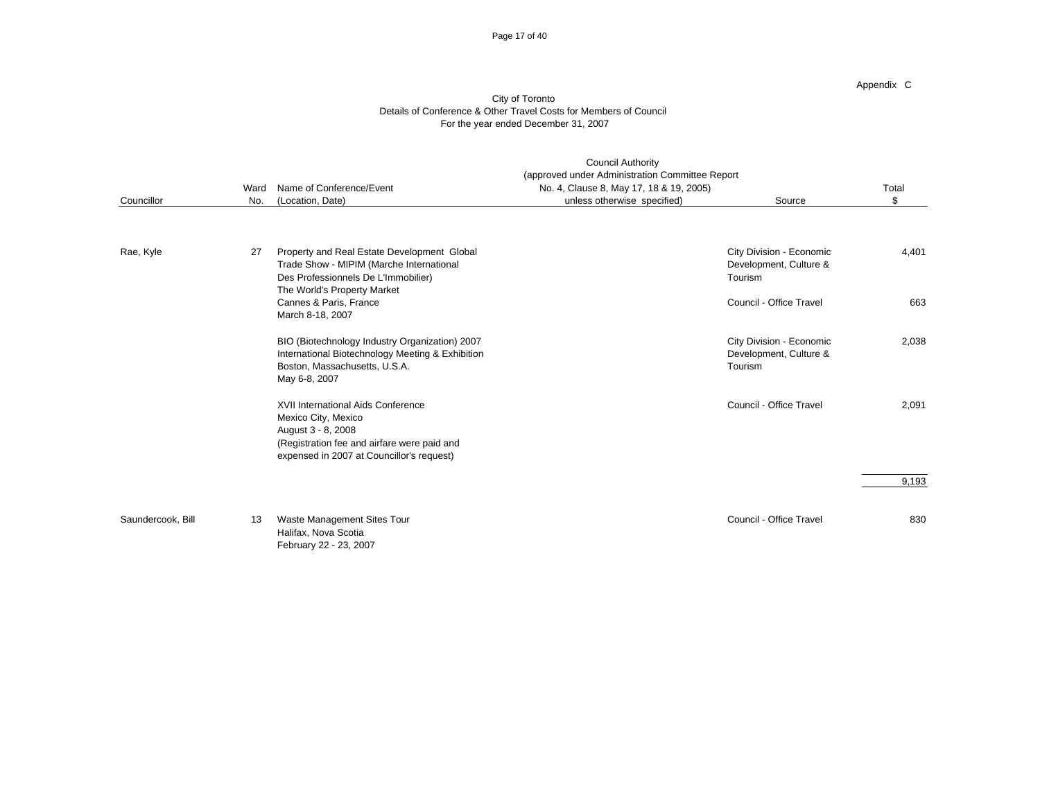Appendix C

City of Toronto
Details of Conference & Other Travel Costs for Members of Council
For the year ended December 31, 2007

| Councillor | Ward No. | Name of Conference/Event (Location, Date) | Council Authority (approved under Administration Committee Report No. 4, Clause 8, May 17, 18 & 19, 2005) unless otherwise specified) | Source | Total $ |
|---|---|---|---|---|---|
| Rae, Kyle | 27 | Property and Real Estate Development Global Trade Show - MIPIM (Marche International Des Professionnels De L'Immobilier) The World's Property Market | | City Division - Economic Development, Culture & Tourism | 4,401 |
| | | Cannes & Paris, France March 8-18, 2007 | | Council - Office Travel | 663 |
| | | BIO (Biotechnology Industry Organization) 2007 International Biotechnology Meeting & Exhibition Boston, Massachusetts, U.S.A. May 6-8, 2007 | | City Division - Economic Development, Culture & Tourism | 2,038 |
| | | XVII International Aids Conference Mexico City, Mexico August 3 - 8, 2008 (Registration fee and airfare were paid and expensed in 2007 at Councillor's request) | | Council - Office Travel | 2,091 |
| | | | | | 9,193 |
| Saundercook, Bill | 13 | Waste Management Sites Tour Halifax, Nova Scotia February 22 - 23, 2007 | | Council - Office Travel | 830 |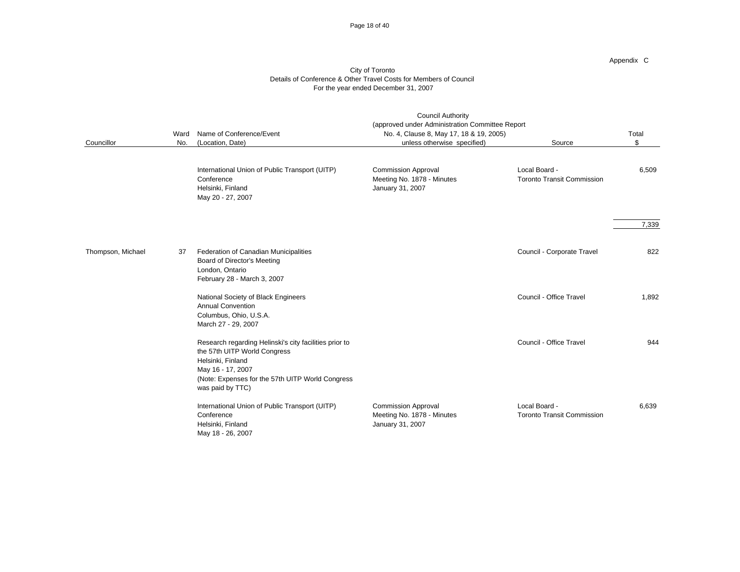Appendix C

City of Toronto
Details of Conference & Other Travel Costs for Members of Council
For the year ended December 31, 2007

| Councillor | Ward No. | Name of Conference/Event (Location, Date) | Council Authority (approved under Administration Committee Report No. 4, Clause 8, May 17, 18 & 19, 2005) unless otherwise specified) | Source | Total $ |
|---|---|---|---|---|---|
| | | International Union of Public Transport (UITP) Conference<br>Helsinki, Finland<br>May 20 - 27, 2007 | Commission Approval<br>Meeting No. 1878 - Minutes<br>January 31, 2007 | Local Board -<br>Toronto Transit Commission | 6,509 |
| | | | | | 7,339 |
| Thompson, Michael | 37 | Federation of Canadian Municipalities<br>Board of Director's Meeting<br>London, Ontario<br>February 28 - March 3, 2007 | | Council - Corporate Travel | 822 |
| | | National Society of Black Engineers<br>Annual Convention<br>Columbus, Ohio, U.S.A.<br>March 27 - 29, 2007 | | Council - Office Travel | 1,892 |
| | | Research regarding Helinski's city facilities prior to the 57th UITP World Congress<br>Helsinki, Finland<br>May 16 - 17, 2007<br>(Note: Expenses for the 57th UITP World Congress was paid by TTC) | | Council - Office Travel | 944 |
| | | International Union of Public Transport (UITP) Conference<br>Helsinki, Finland<br>May 18 - 26, 2007 | Commission Approval<br>Meeting No. 1878 - Minutes<br>January 31, 2007 | Local Board -<br>Toronto Transit Commission | 6,639 |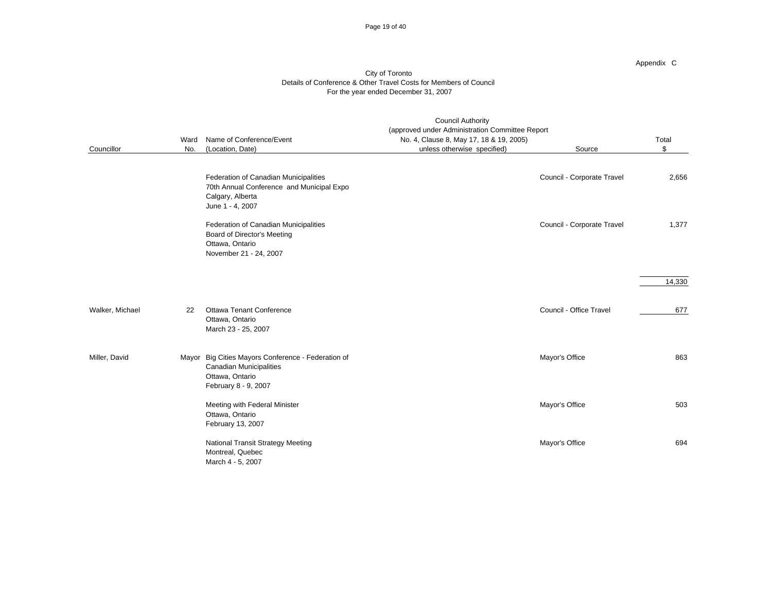Appendix C

City of Toronto
Details of Conference & Other Travel Costs for Members of Council
For the year ended December 31, 2007

| Councillor | Ward No. | Name of Conference/Event (Location, Date) | Council Authority (approved under Administration Committee Report No. 4, Clause 8, May 17, 18 & 19, 2005) unless otherwise specified) | Source | Total $ |
|---|---|---|---|---|---|
| | | Federation of Canadian Municipalities 70th Annual Conference and Municipal Expo Calgary, Alberta June 1 - 4, 2007 | | Council - Corporate Travel | 2,656 |
| | | Federation of Canadian Municipalities Board of Director's Meeting Ottawa, Ontario November 21 - 24, 2007 | | Council - Corporate Travel | 1,377 |
| | | | | | 14,330 |
| Walker, Michael | 22 | Ottawa Tenant Conference Ottawa, Ontario March 23 - 25, 2007 | | Council - Office Travel | 677 |
| Miller, David | Mayor | Big Cities Mayors Conference - Federation of Canadian Municipalities Ottawa, Ontario February 8 - 9, 2007 | | Mayor's Office | 863 |
| | | Meeting with Federal Minister Ottawa, Ontario February 13, 2007 | | Mayor's Office | 503 |
| | | National Transit Strategy Meeting Montreal, Quebec March 4 - 5, 2007 | | Mayor's Office | 694 |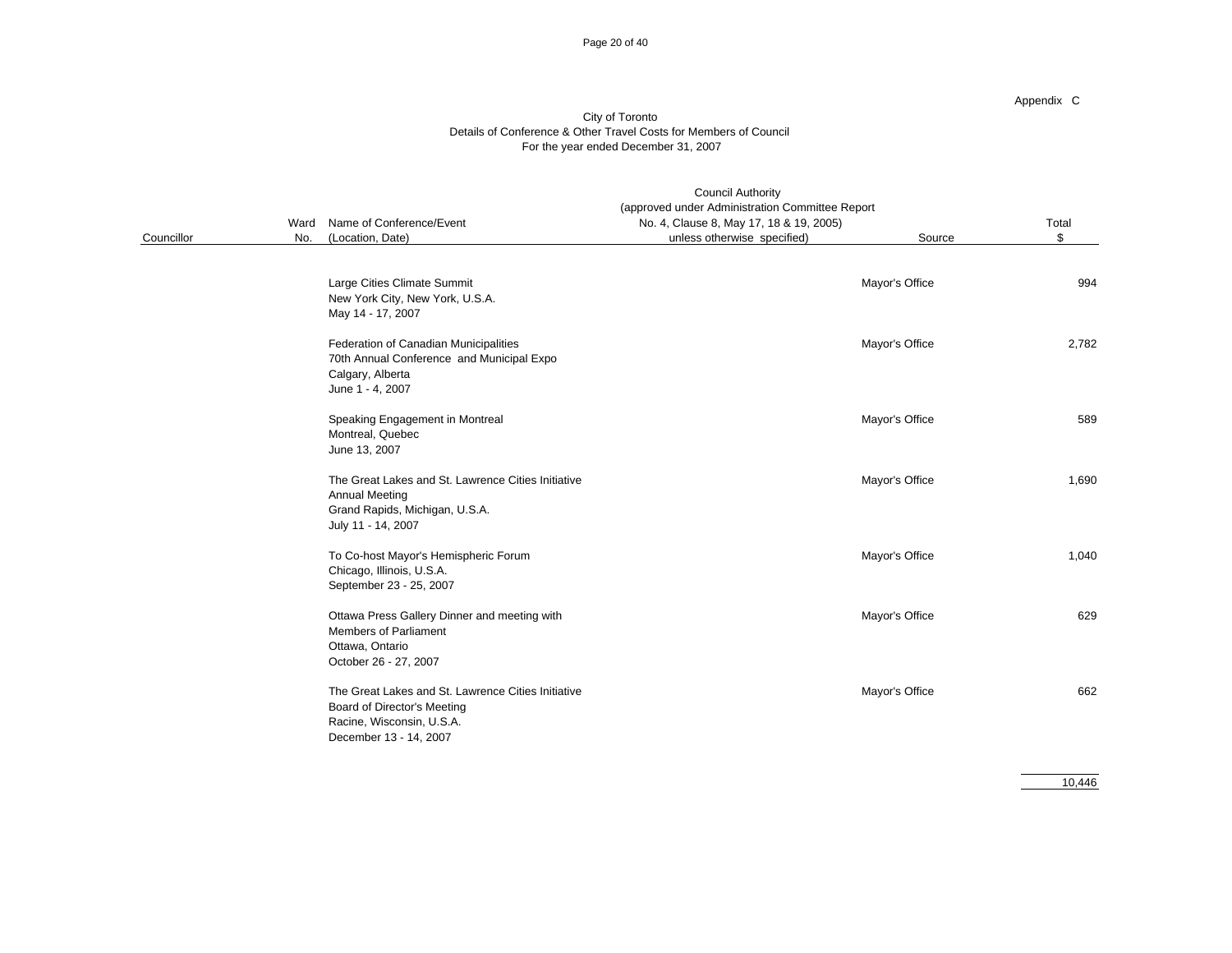Appendix C

City of Toronto
Details of Conference & Other Travel Costs for Members of Council
For the year ended December 31, 2007

| Councillor | Ward No. | Name of Conference/Event (Location, Date) | Council Authority (approved under Administration Committee Report No. 4, Clause 8, May 17, 18 & 19, 2005) unless otherwise specified) | Source | Total $ |
|---|---|---|---|---|---|
| | | Large Cities Climate Summit<br>New York City, New York, U.S.A.<br>May 14 - 17, 2007 | | Mayor's Office | 994 |
| | | Federation of Canadian Municipalities<br>70th Annual Conference and Municipal Expo<br>Calgary, Alberta<br>June 1 - 4, 2007 | | Mayor's Office | 2,782 |
| | | Speaking Engagement in Montreal<br>Montreal, Quebec<br>June 13, 2007 | | Mayor's Office | 589 |
| | | The Great Lakes and St. Lawrence Cities Initiative<br>Annual Meeting<br>Grand Rapids, Michigan, U.S.A.<br>July 11 - 14, 2007 | | Mayor's Office | 1,690 |
| | | To Co-host Mayor's Hemispheric Forum<br>Chicago, Illinois, U.S.A.<br>September 23 - 25, 2007 | | Mayor's Office | 1,040 |
| | | Ottawa Press Gallery Dinner and meeting with Members of Parliament<br>Ottawa, Ontario<br>October 26 - 27, 2007 | | Mayor's Office | 629 |
| | | The Great Lakes and St. Lawrence Cities Initiative<br>Board of Director's Meeting<br>Racine, Wisconsin, U.S.A.<br>December 13 - 14, 2007 | | Mayor's Office | 662 |
| | | | | | 10,446 |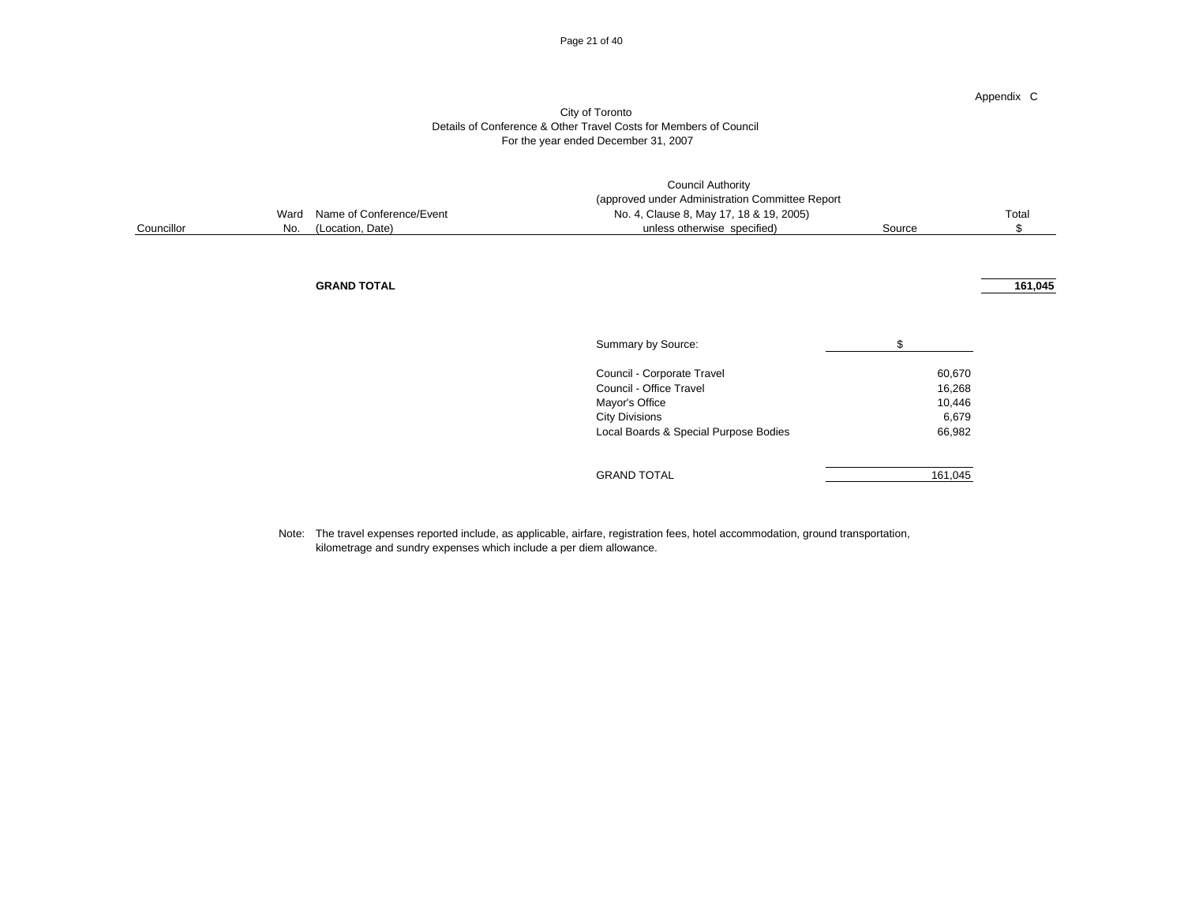Appendix C

City of Toronto
Details of Conference & Other Travel Costs for Members of Council
For the year ended December 31, 2007

| Councillor | Ward No. | Name of Conference/Event (Location, Date) | Council Authority (approved under Administration Committee Report No. 4, Clause 8, May 17, 18 & 19, 2005) unless otherwise specified) | Source | Total $ |
|---|---|---|---|---|---|
| | | **GRAND TOTAL** | | | **161,045** |

| Summary by Source: | $ |
|---|---|
| Council - Corporate Travel | 60,670 |
| Council - Office Travel | 16,268 |
| Mayor's Office | 10,446 |
| City Divisions | 6,679 |
| Local Boards & Special Purpose Bodies | 66,982 |
| GRAND TOTAL | 161,045 |

Note: The travel expenses reported include, as applicable, airfare, registration fees, hotel accommodation, ground transportation, kilometrage and sundry expenses which include a per diem allowance.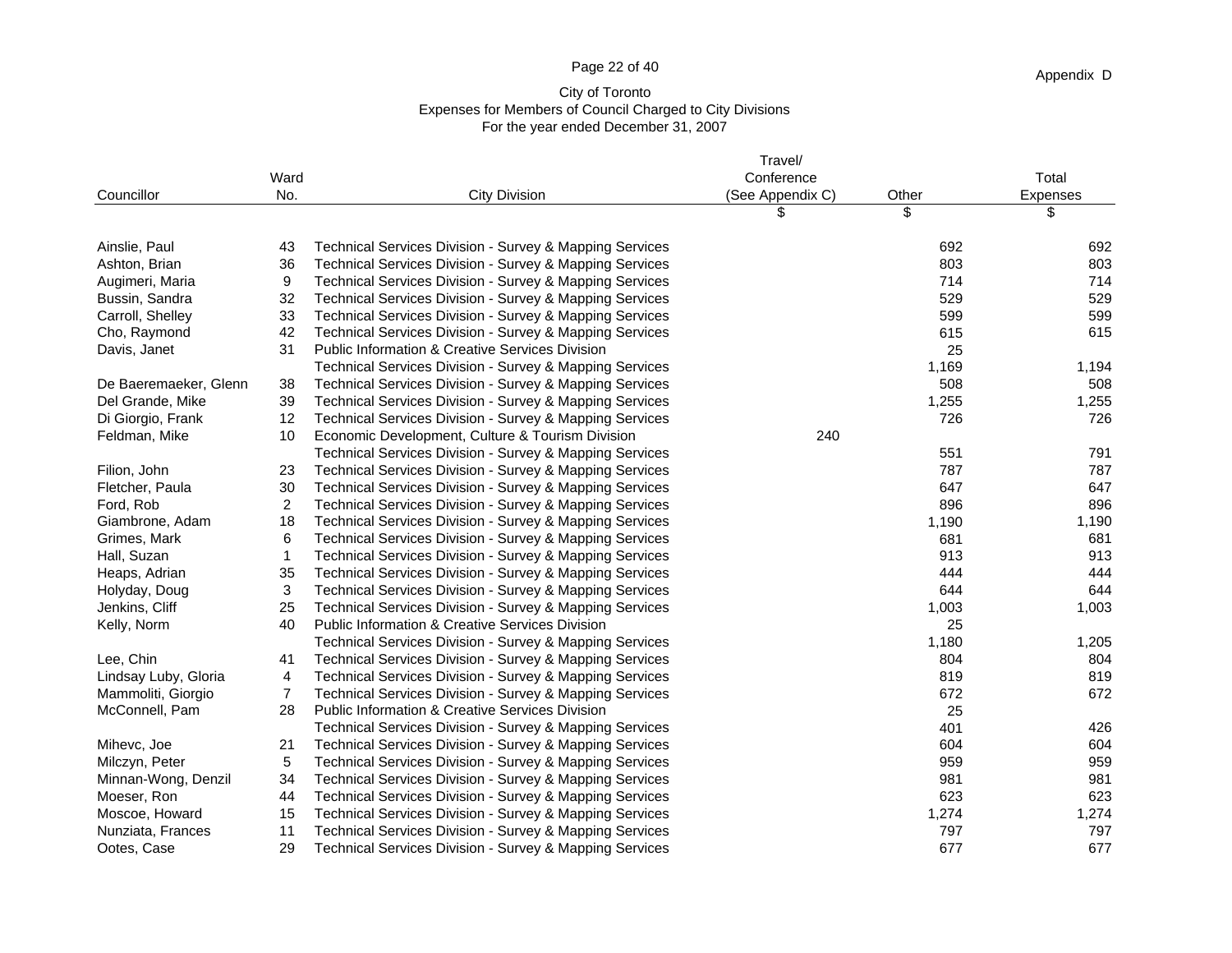Appendix D

# City of Toronto
## Expenses for Members of Council Charged to City Divisions
### For the year ended December 31, 2007

| Councillor | Ward No. | City Division | Travel/ Conference (See Appendix C) | Other | Total Expenses |
|---|---|---|---|---|---|
| | | | $ | $ | $ |
| Ainslie, Paul | 43 | Technical Services Division - Survey & Mapping Services | | 692 | 692 |
| Ashton, Brian | 36 | Technical Services Division - Survey & Mapping Services | | 803 | 803 |
| Augimeri, Maria | 9 | Technical Services Division - Survey & Mapping Services | | 714 | 714 |
| Bussin, Sandra | 32 | Technical Services Division - Survey & Mapping Services | | 529 | 529 |
| Carroll, Shelley | 33 | Technical Services Division - Survey & Mapping Services | | 599 | 599 |
| Cho, Raymond | 42 | Technical Services Division - Survey & Mapping Services | | 615 | 615 |
| Davis, Janet | 31 | Public Information & Creative Services Division | | 25 | |
| | | Technical Services Division - Survey & Mapping Services | | 1,169 | 1,194 |
| De Baeremaeker, Glenn | 38 | Technical Services Division - Survey & Mapping Services | | 508 | 508 |
| Del Grande, Mike | 39 | Technical Services Division - Survey & Mapping Services | | 1,255 | 1,255 |
| Di Giorgio, Frank | 12 | Technical Services Division - Survey & Mapping Services | | 726 | 726 |
| Feldman, Mike | 10 | Economic Development, Culture & Tourism Division | 240 | | |
| | | Technical Services Division - Survey & Mapping Services | | 551 | 791 |
| Filion, John | 23 | Technical Services Division - Survey & Mapping Services | | 787 | 787 |
| Fletcher, Paula | 30 | Technical Services Division - Survey & Mapping Services | | 647 | 647 |
| Ford, Rob | 2 | Technical Services Division - Survey & Mapping Services | | 896 | 896 |
| Giambrone, Adam | 18 | Technical Services Division - Survey & Mapping Services | | 1,190 | 1,190 |
| Grimes, Mark | 6 | Technical Services Division - Survey & Mapping Services | | 681 | 681 |
| Hall, Suzan | 1 | Technical Services Division - Survey & Mapping Services | | 913 | 913 |
| Heaps, Adrian | 35 | Technical Services Division - Survey & Mapping Services | | 444 | 444 |
| Holyday, Doug | 3 | Technical Services Division - Survey & Mapping Services | | 644 | 644 |
| Jenkins, Cliff | 25 | Technical Services Division - Survey & Mapping Services | | 1,003 | 1,003 |
| Kelly, Norm | 40 | Public Information & Creative Services Division | | 25 | |
| | | Technical Services Division - Survey & Mapping Services | | 1,180 | 1,205 |
| Lee, Chin | 41 | Technical Services Division - Survey & Mapping Services | | 804 | 804 |
| Lindsay Luby, Gloria | 4 | Technical Services Division - Survey & Mapping Services | | 819 | 819 |
| Mammoliti, Giorgio | 7 | Technical Services Division - Survey & Mapping Services | | 672 | 672 |
| McConnell, Pam | 28 | Public Information & Creative Services Division | | 25 | |
| | | Technical Services Division - Survey & Mapping Services | | 401 | 426 |
| Mihevc, Joe | 21 | Technical Services Division - Survey & Mapping Services | | 604 | 604 |
| Milczyn, Peter | 5 | Technical Services Division - Survey & Mapping Services | | 959 | 959 |
| Minnan-Wong, Denzil | 34 | Technical Services Division - Survey & Mapping Services | | 981 | 981 |
| Moeser, Ron | 44 | Technical Services Division - Survey & Mapping Services | | 623 | 623 |
| Moscoe, Howard | 15 | Technical Services Division - Survey & Mapping Services | | 1,274 | 1,274 |
| Nunziata, Frances | 11 | Technical Services Division - Survey & Mapping Services | | 797 | 797 |
| Ootes, Case | 29 | Technical Services Division - Survey & Mapping Services | | 677 | 677 |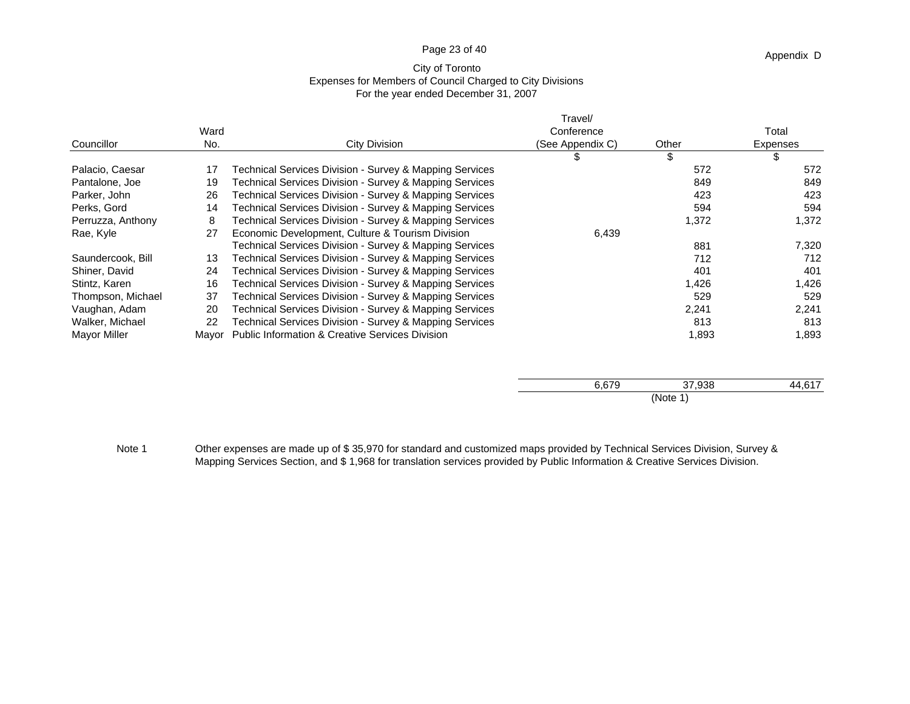Appendix D

City of Toronto
Expenses for Members of Council Charged to City Divisions
For the year ended December 31, 2007

| Councillor | Ward No. | City Division | Travel/ Conference (See Appendix C) | Other | Total Expenses |
|---|---|---|---|---|---|
| | | | $ | $ | $ |
| Palacio, Caesar | 17 | Technical Services Division - Survey & Mapping Services | | 572 | 572 |
| Pantalone, Joe | 19 | Technical Services Division - Survey & Mapping Services | | 849 | 849 |
| Parker, John | 26 | Technical Services Division - Survey & Mapping Services | | 423 | 423 |
| Perks, Gord | 14 | Technical Services Division - Survey & Mapping Services | | 594 | 594 |
| Perruzza, Anthony | 8 | Technical Services Division - Survey & Mapping Services | | 1,372 | 1,372 |
| Rae, Kyle | 27 | Economic Development, Culture & Tourism Division | 6,439 | | |
| | | Technical Services Division - Survey & Mapping Services | | 881 | 7,320 |
| Saundercook, Bill | 13 | Technical Services Division - Survey & Mapping Services | | 712 | 712 |
| Shiner, David | 24 | Technical Services Division - Survey & Mapping Services | | 401 | 401 |
| Stintz, Karen | 16 | Technical Services Division - Survey & Mapping Services | | 1,426 | 1,426 |
| Thompson, Michael | 37 | Technical Services Division - Survey & Mapping Services | | 529 | 529 |
| Vaughan, Adam | 20 | Technical Services Division - Survey & Mapping Services | | 2,241 | 2,241 |
| Walker, Michael | 22 | Technical Services Division - Survey & Mapping Services | | 813 | 813 |
| Mayor Miller | Mayor | Public Information & Creative Services Division | | 1,893 | 1,893 |
| | | | 6,679 | 37,938 | 44,617 |
| | | | | (Note 1) | |

Note 1 Other expenses are made up of $ 35,970 for standard and customized maps provided by Technical Services Division, Survey & Mapping Services Section, and $ 1,968 for translation services provided by Public Information & Creative Services Division.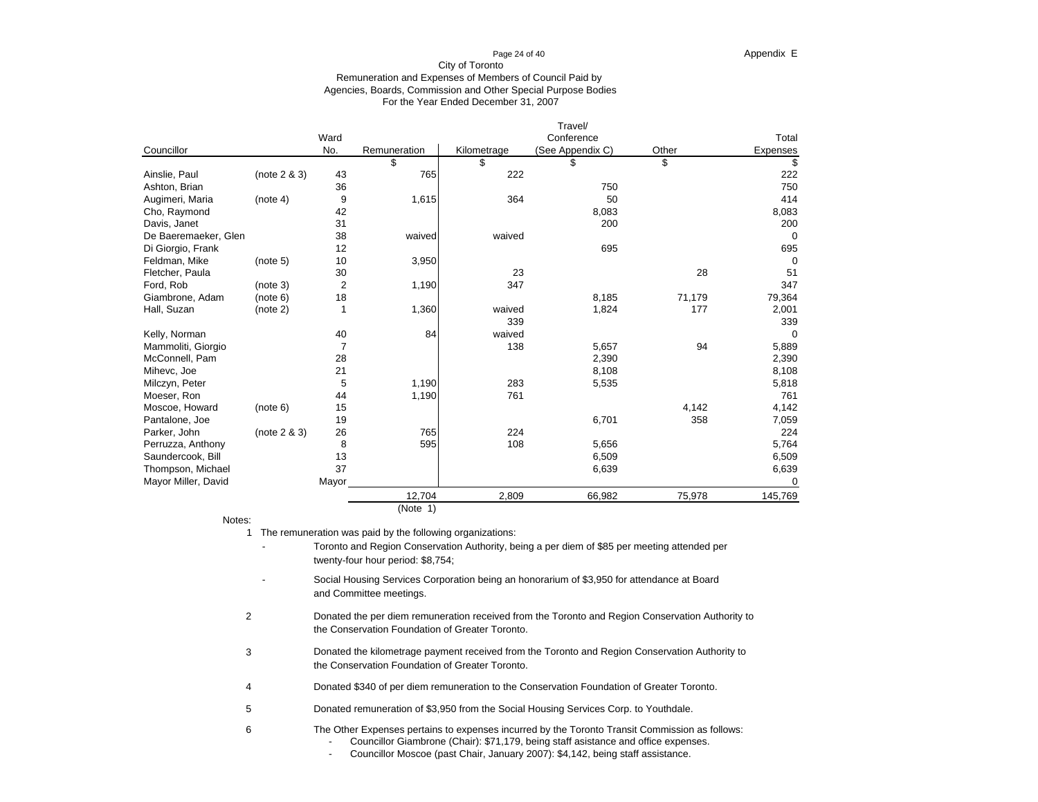Appendix E

City of Toronto
Remuneration and Expenses of Members of Council Paid by
Agencies, Boards, Commission and Other Special Purpose Bodies
For the Year Ended December 31, 2007

| Councillor | | Ward No. | Remuneration | Kilometrage | Travel/ Conference (See Appendix C) | Other | Total Expenses |
|---|---|---|---|---|---|---|---|
| | | | $ | $ | $ | $ | $ |
| Ainslie, Paul | (note 2 & 3) | 43 | 765 | 222 | | | 222 |
| Ashton, Brian | | 36 | | | 750 | | 750 |
| Augimeri, Maria | (note 4) | 9 | 1,615 | 364 | 50 | | 414 |
| Cho, Raymond | | 42 | | | 8,083 | | 8,083 |
| Davis, Janet | | 31 | | | 200 | | 200 |
| De Baeremaeker, Glen | | 38 | waived | waived | | | 0 |
| Di Giorgio, Frank | | 12 | | | 695 | | 695 |
| Feldman, Mike | (note 5) | 10 | 3,950 | | | | 0 |
| Fletcher, Paula | | 30 | | 23 | | 28 | 51 |
| Ford, Rob | (note 3) | 2 | 1,190 | 347 | | | 347 |
| Giambrone, Adam | (note 6) | 18 | | | 8,185 | 71,179 | 79,364 |
| Hall, Suzan | (note 2) | 1 | 1,360 | waived | 1,824 | 177 | 2,001 |
| | | | | 339 | | | 339 |
| Kelly, Norman | | 40 | 84 | waived | | | 0 |
| Mammoliti, Giorgio | | 7 | | 138 | 5,657 | 94 | 5,889 |
| McConnell, Pam | | 28 | | | 2,390 | | 2,390 |
| Mihevc, Joe | | 21 | | | 8,108 | | 8,108 |
| Milczyn, Peter | | 5 | 1,190 | 283 | 5,535 | | 5,818 |
| Moeser, Ron | | 44 | 1,190 | 761 | | | 761 |
| Moscoe, Howard | (note 6) | 15 | | | | 4,142 | 4,142 |
| Pantalone, Joe | | 19 | | | 6,701 | 358 | 7,059 |
| Parker, John | (note 2 & 3) | 26 | 765 | 224 | | | 224 |
| Perruzza, Anthony | | 8 | 595 | 108 | 5,656 | | 5,764 |
| Saundercook, Bill | | 13 | | | 6,509 | | 6,509 |
| Thompson, Michael | | 37 | | | 6,639 | | 6,639 |
| Mayor Miller, David | | Mayor | | | | | 0 |
| | | | 12,704 | 2,809 | 66,982 | 75,978 | 145,769 |
| | | | (Note 1) | | | | |

Notes:

1 The remuneration was paid by the following organizations:
- Toronto and Region Conservation Authority, being a per diem of $85 per meeting attended per twenty-four hour period: $8,754;
- Social Housing Services Corporation being an honorarium of $3,950 for attendance at Board and Committee meetings.

2 Donated the per diem remuneration received from the Toronto and Region Conservation Authority to the Conservation Foundation of Greater Toronto.

3 Donated the kilometrage payment received from the Toronto and Region Conservation Authority to the Conservation Foundation of Greater Toronto.

4 Donated $340 of per diem remuneration to the Conservation Foundation of Greater Toronto.

5 Donated remuneration of $3,950 from the Social Housing Services Corp. to Youthdale.

6 The Other Expenses pertains to expenses incurred by the Toronto Transit Commission as follows:
- Councillor Giambrone (Chair): $71,179, being staff asistance and office expenses.
- Councillor Moscoe (past Chair, January 2007): $4,142, being staff assistance.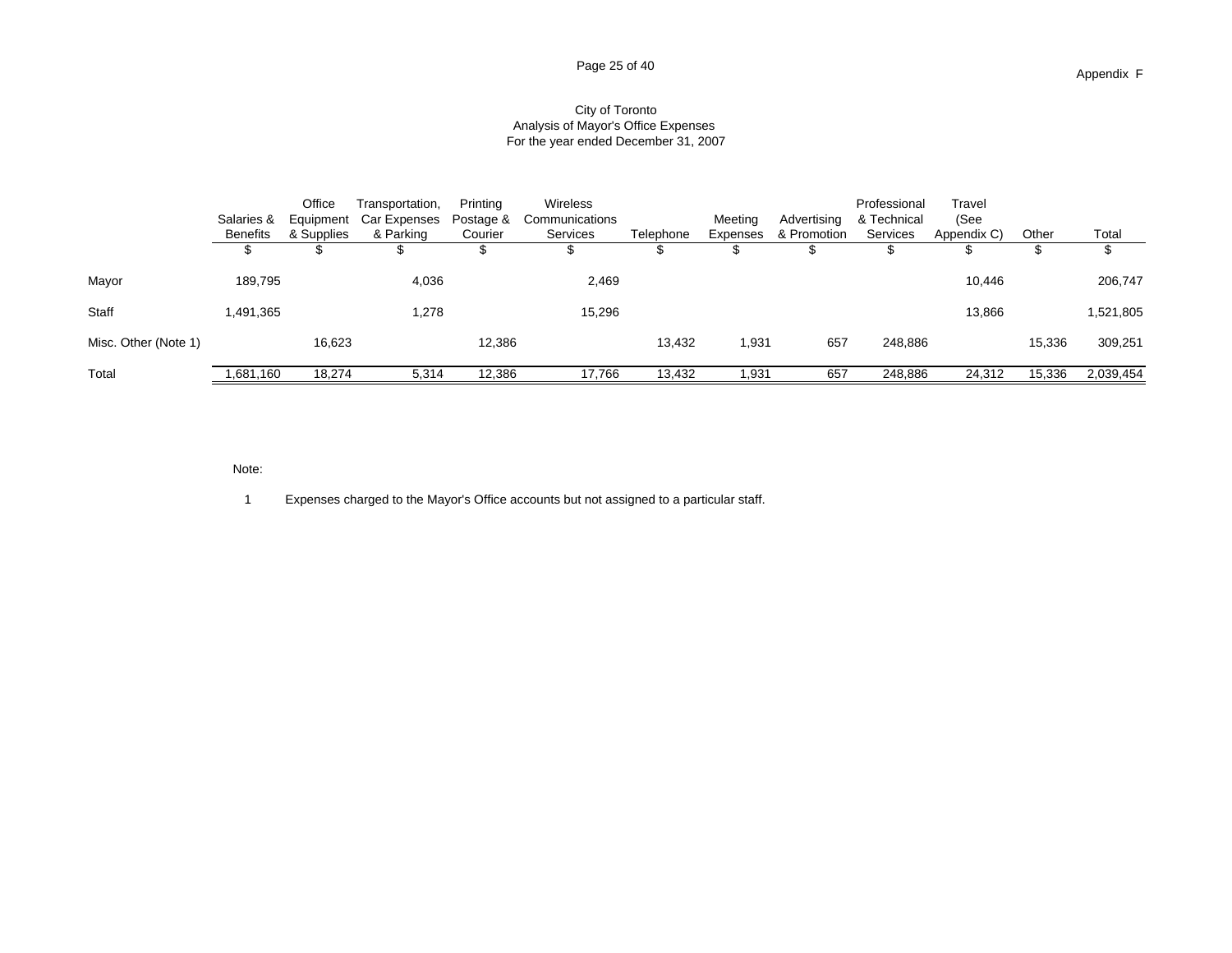Appendix F

# City of Toronto
## Analysis of Mayor's Office Expenses
### For the year ended December 31, 2007

| | Salaries & Benefits | Office Equipment & Supplies | Transportation, Car Expenses & Parking | Printing Postage & Courier | Wireless Communications Services | Telephone | Meeting Expenses | Advertising & Promotion | Professional & Technical Services | Travel (See Appendix C) | Other | Total |
|---|---|---|---|---|---|---|---|---|---|---|---|---|
| | $ | $ | $ | $ | $ | $ | $ | $ | $ | $ | $ | $ |
| Mayor | 189,795 | | 4,036 | | 2,469 | | | | | 10,446 | | 206,747 |
| Staff | 1,491,365 | | 1,278 | | 15,296 | | | | | 13,866 | | 1,521,805 |
| Misc. Other (Note 1) | | 16,623 | | 12,386 | | 13,432 | 1,931 | 657 | 248,886 | | 15,336 | 309,251 |
| Total | 1,681,160 | 18,274 | 5,314 | 12,386 | 17,766 | 13,432 | 1,931 | 657 | 248,886 | 24,312 | 15,336 | 2,039,454 |

Note:

1 Expenses charged to the Mayor's Office accounts but not assigned to a particular staff.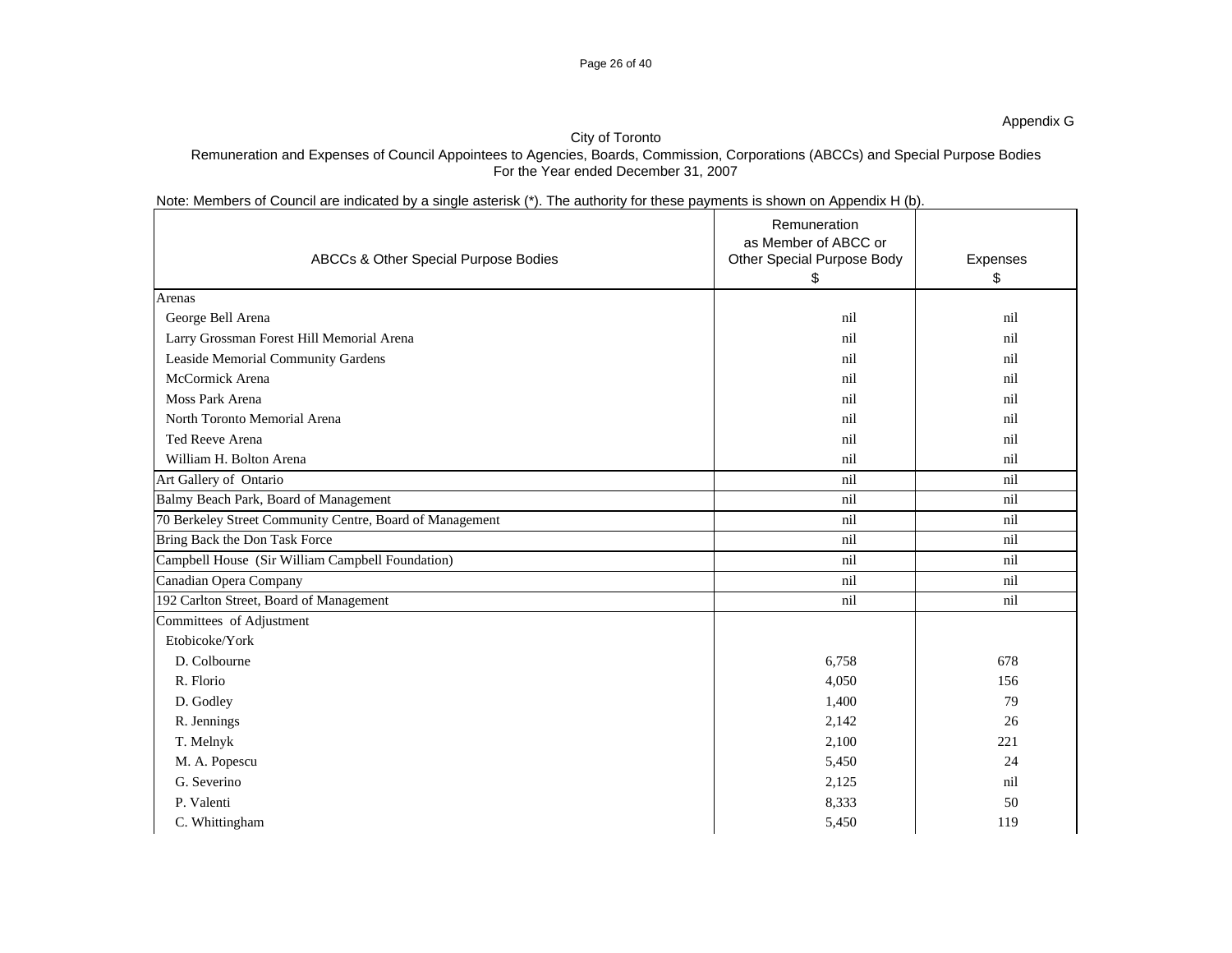Appendix G

City of Toronto
Remuneration and Expenses of Council Appointees to Agencies, Boards, Commission, Corporations (ABCCs) and Special Purpose Bodies
For the Year ended December 31, 2007

Note: Members of Council are indicated by a single asterisk (*). The authority for these payments is shown on Appendix H (b).

| ABCCs & Other Special Purpose Bodies | Remuneration as Member of ABCC or Other Special Purpose Body $ | Expenses $ |
|---|---|---|
| Arenas | | |
| George Bell Arena | nil | nil |
| Larry Grossman Forest Hill Memorial Arena | nil | nil |
| Leaside Memorial Community Gardens | nil | nil |
| McCormick Arena | nil | nil |
| Moss Park Arena | nil | nil |
| North Toronto Memorial Arena | nil | nil |
| Ted Reeve Arena | nil | nil |
| William H. Bolton Arena | nil | nil |
| Art Gallery of Ontario | nil | nil |
| Balmy Beach Park, Board of Management | nil | nil |
| 70 Berkeley Street Community Centre, Board of Management | nil | nil |
| Bring Back the Don Task Force | nil | nil |
| Campbell House (Sir William Campbell Foundation) | nil | nil |
| Canadian Opera Company | nil | nil |
| 192 Carlton Street, Board of Management | nil | nil |
| Committees of Adjustment | | |
| Etobicoke/York | | |
| D. Colbourne | 6,758 | 678 |
| R. Florio | 4,050 | 156 |
| D. Godley | 1,400 | 79 |
| R. Jennings | 2,142 | 26 |
| T. Melnyk | 2,100 | 221 |
| M. A. Popescu | 5,450 | 24 |
| G. Severino | 2,125 | nil |
| P. Valenti | 8,333 | 50 |
| C. Whittingham | 5,450 | 119 |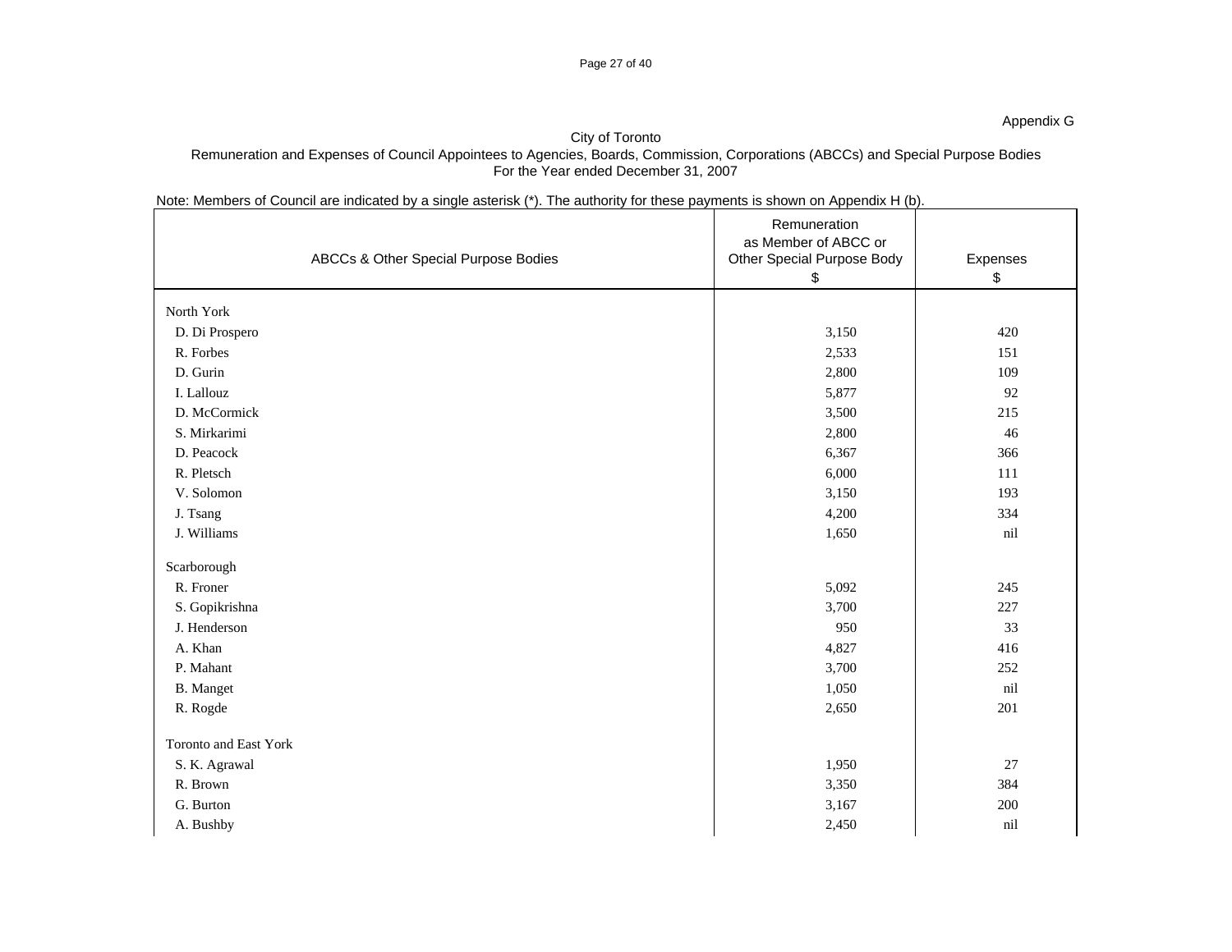Appendix G

City of Toronto
Remuneration and Expenses of Council Appointees to Agencies, Boards, Commission, Corporations (ABCCs) and Special Purpose Bodies
For the Year ended December 31, 2007

Note: Members of Council are indicated by a single asterisk (*). The authority for these payments is shown on Appendix H (b).

| ABCCs & Other Special Purpose Bodies | Remuneration as Member of ABCC or Other Special Purpose Body $ | Expenses $ |
|---|---|---|
| North York | | |
| D. Di Prospero | 3,150 | 420 |
| R. Forbes | 2,533 | 151 |
| D. Gurin | 2,800 | 109 |
| I. Lallouz | 5,877 | 92 |
| D. McCormick | 3,500 | 215 |
| S. Mirkarimi | 2,800 | 46 |
| D. Peacock | 6,367 | 366 |
| R. Pletsch | 6,000 | 111 |
| V. Solomon | 3,150 | 193 |
| J. Tsang | 4,200 | 334 |
| J. Williams | 1,650 | nil |
| Scarborough | | |
| R. Froner | 5,092 | 245 |
| S. Gopikrishna | 3,700 | 227 |
| J. Henderson | 950 | 33 |
| A. Khan | 4,827 | 416 |
| P. Mahant | 3,700 | 252 |
| B. Manget | 1,050 | nil |
| R. Rogde | 2,650 | 201 |
| Toronto and East York | | |
| S. K. Agrawal | 1,950 | 27 |
| R. Brown | 3,350 | 384 |
| G. Burton | 3,167 | 200 |
| A. Bushby | 2,450 | nil |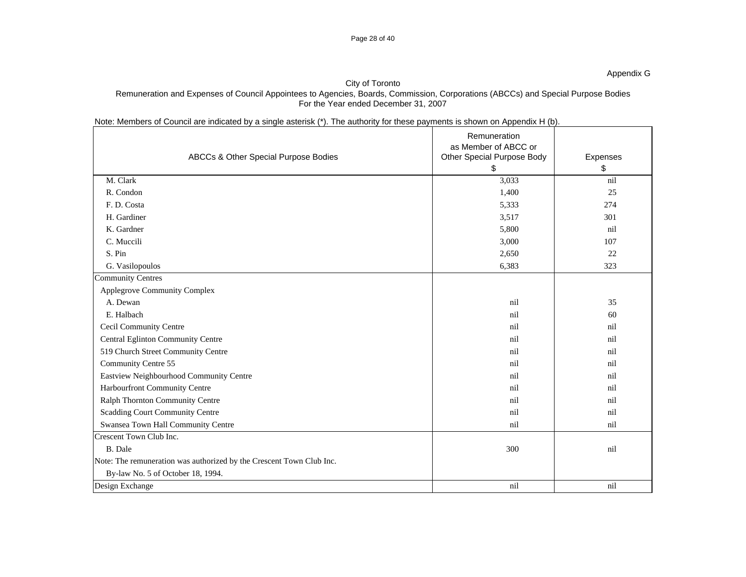Appendix G

City of Toronto

Remuneration and Expenses of Council Appointees to Agencies, Boards, Commission, Corporations (ABCCs) and Special Purpose Bodies

For the Year ended December 31, 2007

Note: Members of Council are indicated by a single asterisk (*). The authority for these payments is shown on Appendix H (b).

| ABCCs & Other Special Purpose Bodies | Remuneration as Member of ABCC or Other Special Purpose Body $ | Expenses $ |
|---|---|---|
| M. Clark | 3,033 | nil |
| R. Condon | 1,400 | 25 |
| F. D. Costa | 5,333 | 274 |
| H. Gardiner | 3,517 | 301 |
| K. Gardner | 5,800 | nil |
| C. Muccili | 3,000 | 107 |
| S. Pin | 2,650 | 22 |
| G. Vasilopoulos | 6,383 | 323 |
| Community Centres | | |
| Applegrove Community Complex | | |
| A. Dewan | nil | 35 |
| E. Halbach | nil | 60 |
| Cecil Community Centre | nil | nil |
| Central Eglinton Community Centre | nil | nil |
| 519 Church Street Community Centre | nil | nil |
| Community Centre 55 | nil | nil |
| Eastview Neighbourhood Community Centre | nil | nil |
| Harbourfront Community Centre | nil | nil |
| Ralph Thornton Community Centre | nil | nil |
| Scadding Court Community Centre | nil | nil |
| Swansea Town Hall Community Centre | nil | nil |
| Crescent Town Club Inc. | | |
| B. Dale | 300 | nil |
| Note: The remuneration was authorized by the Crescent Town Club Inc. By-law No. 5 of October 18, 1994. | | |
| Design Exchange | nil | nil |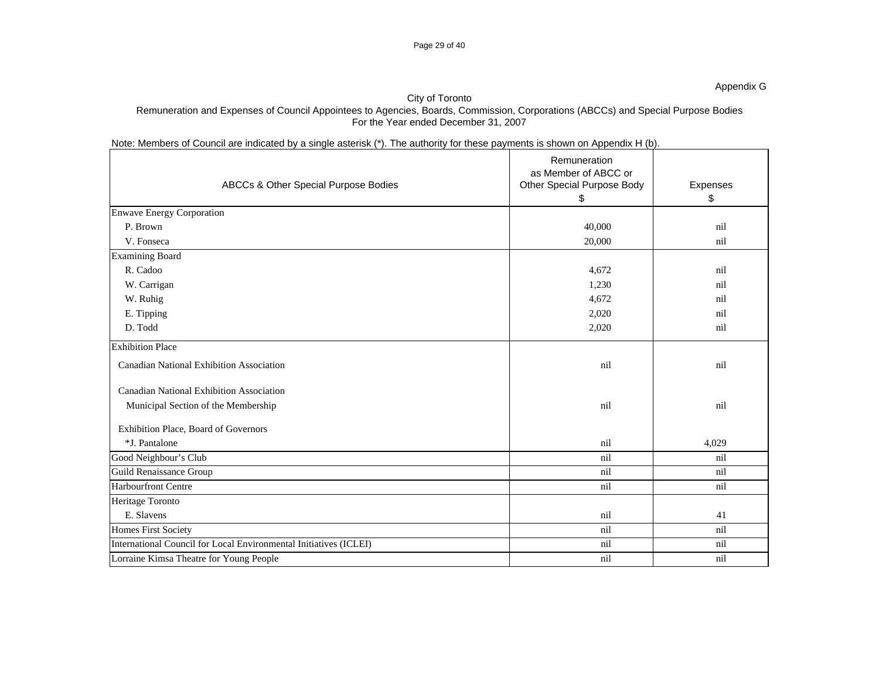Appendix G

City of Toronto

Remuneration and Expenses of Council Appointees to Agencies, Boards, Commission, Corporations (ABCCs) and Special Purpose Bodies

For the Year ended December 31, 2007

Note: Members of Council are indicated by a single asterisk (*). The authority for these payments is shown on Appendix H (b).

| ABCCs & Other Special Purpose Bodies | Remuneration as Member of ABCC or Other Special Purpose Body $ | Expenses $ |
|---|---|---|
| Enwave Energy Corporation | | |
| P. Brown | 40,000 | nil |
| V. Fonseca | 20,000 | nil |
| Examining Board | | |
| R. Cadoo | 4,672 | nil |
| W. Carrigan | 1,230 | nil |
| W. Ruhig | 4,672 | nil |
| E. Tipping | 2,020 | nil |
| D. Todd | 2,020 | nil |
| Exhibition Place | | |
| Canadian National Exhibition Association | nil | nil |
| Canadian National Exhibition Association | | |
| Municipal Section of the Membership | nil | nil |
| Exhibition Place, Board of Governors | | |
| *J. Pantalone | nil | 4,029 |
| Good Neighbour's Club | nil | nil |
| Guild Renaissance Group | nil | nil |
| Harbourfront Centre | nil | nil |
| Heritage Toronto | | |
| E. Slavens | nil | 41 |
| Homes First Society | nil | nil |
| International Council for Local Environmental Initiatives (ICLEI) | nil | nil |
| Lorraine Kimsa Theatre for Young People | nil | nil |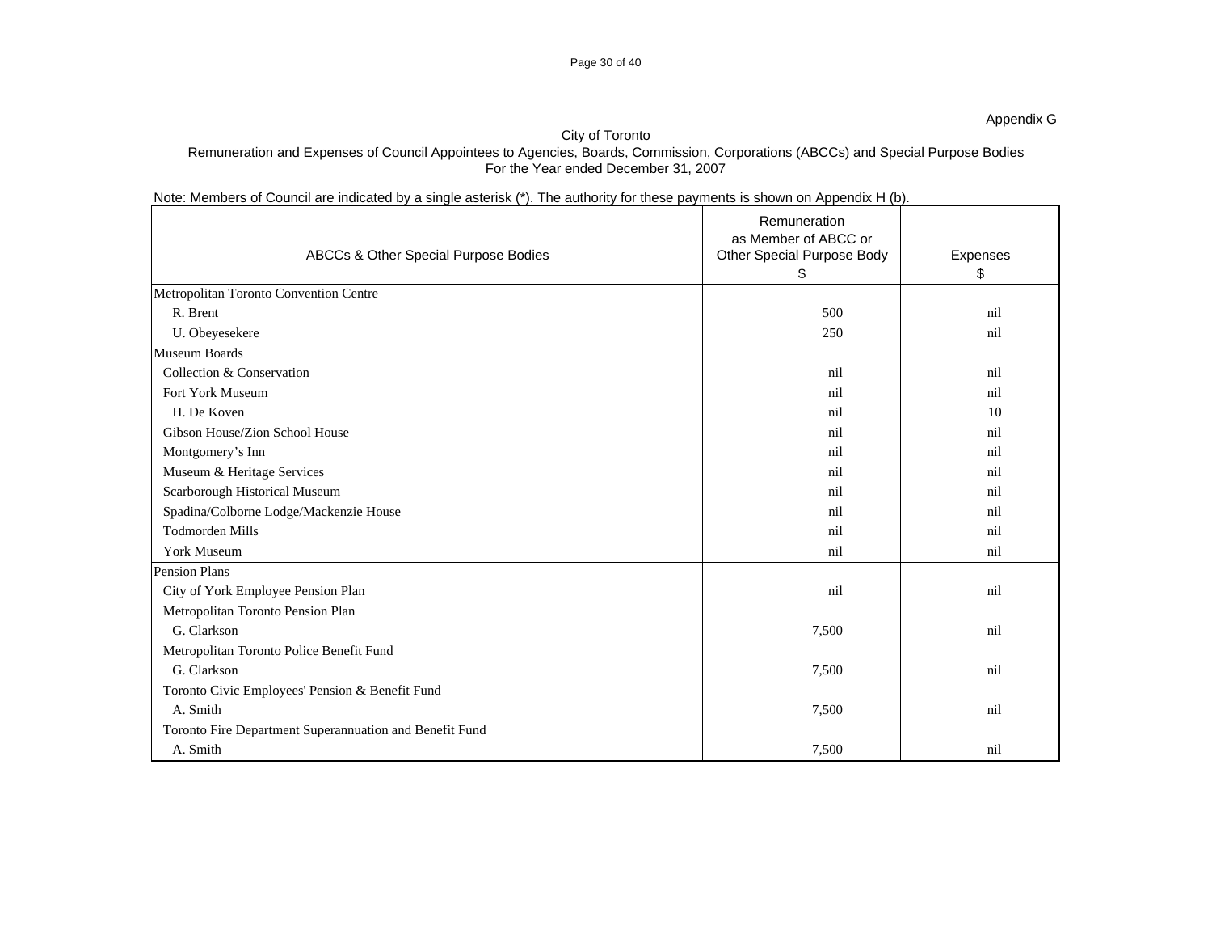Appendix G

City of Toronto

Remuneration and Expenses of Council Appointees to Agencies, Boards, Commission, Corporations (ABCCs) and Special Purpose Bodies

For the Year ended December 31, 2007

Note: Members of Council are indicated by a single asterisk (*). The authority for these payments is shown on Appendix H (b).

| ABCCs & Other Special Purpose Bodies | Remuneration as Member of ABCC or Other Special Purpose Body $ | Expenses $ |
|---|---|---|
| Metropolitan Toronto Convention Centre | | |
| R. Brent | 500 | nil |
| U. Obeyesekere | 250 | nil |
| Museum Boards | | |
| Collection & Conservation | nil | nil |
| Fort York Museum | nil | nil |
| H. De Koven | nil | 10 |
| Gibson House/Zion School House | nil | nil |
| Montgomery's Inn | nil | nil |
| Museum & Heritage Services | nil | nil |
| Scarborough Historical Museum | nil | nil |
| Spadina/Colborne Lodge/Mackenzie House | nil | nil |
| Todmorden Mills | nil | nil |
| York Museum | nil | nil |
| Pension Plans | | |
| City of York Employee Pension Plan | nil | nil |
| Metropolitan Toronto Pension Plan | | |
| G. Clarkson | 7,500 | nil |
| Metropolitan Toronto Police Benefit Fund | | |
| G. Clarkson | 7,500 | nil |
| Toronto Civic Employees' Pension & Benefit Fund | | |
| A. Smith | 7,500 | nil |
| Toronto Fire Department Superannuation and Benefit Fund | | |
| A. Smith | 7,500 | nil |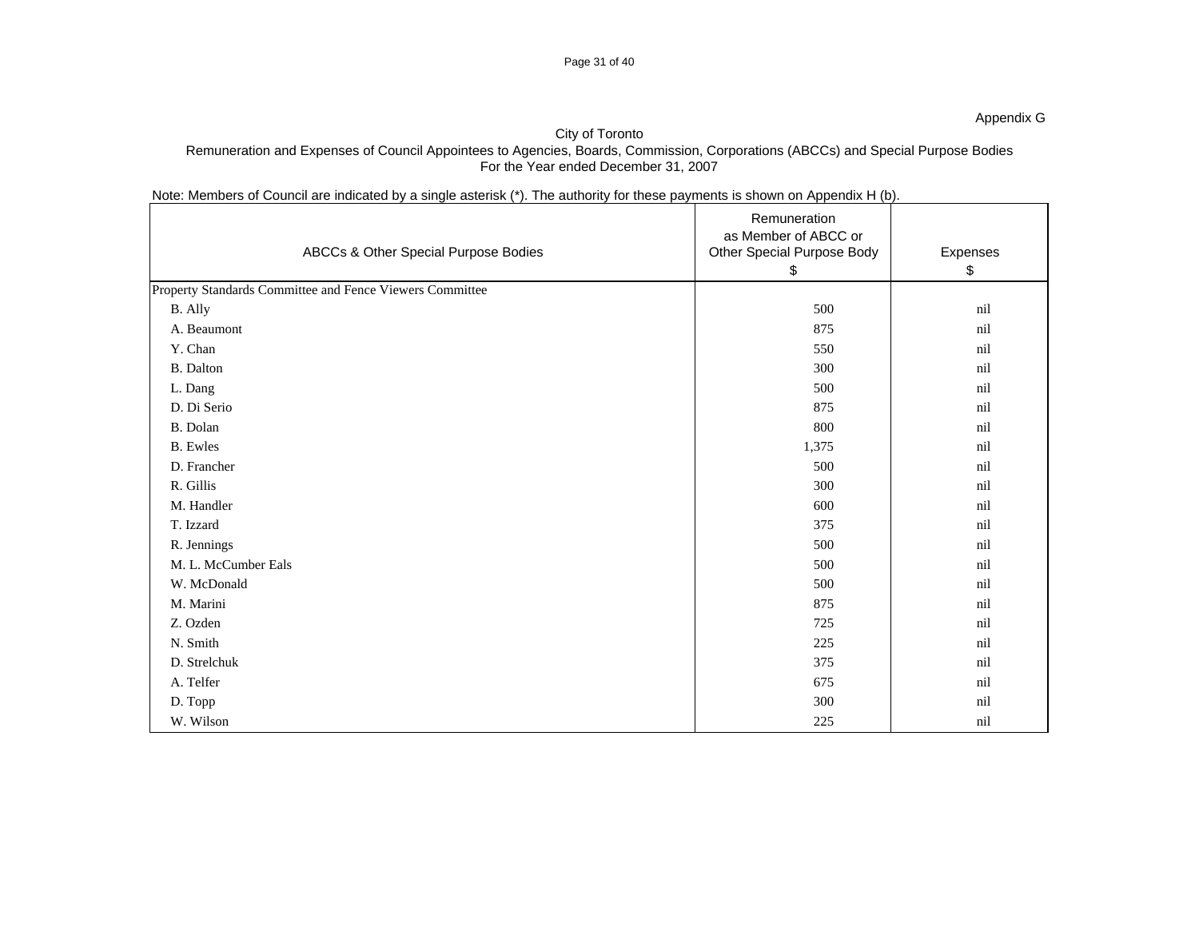Appendix G

City of Toronto
Remuneration and Expenses of Council Appointees to Agencies, Boards, Commission, Corporations (ABCCs) and Special Purpose Bodies
For the Year ended December 31, 2007

Note: Members of Council are indicated by a single asterisk (*). The authority for these payments is shown on Appendix H (b).

| ABCCs & Other Special Purpose Bodies | Remuneration as Member of ABCC or Other Special Purpose Body $ | Expenses $ |
|---|---|---|
| Property Standards Committee and Fence Viewers Committee | | |
| B. Ally | 500 | nil |
| A. Beaumont | 875 | nil |
| Y. Chan | 550 | nil |
| B. Dalton | 300 | nil |
| L. Dang | 500 | nil |
| D. Di Serio | 875 | nil |
| B. Dolan | 800 | nil |
| B. Ewles | 1,375 | nil |
| D. Francher | 500 | nil |
| R. Gillis | 300 | nil |
| M. Handler | 600 | nil |
| T. Izzard | 375 | nil |
| R. Jennings | 500 | nil |
| M. L. McCumber Eals | 500 | nil |
| W. McDonald | 500 | nil |
| M. Marini | 875 | nil |
| Z. Ozden | 725 | nil |
| N. Smith | 225 | nil |
| D. Strelchuk | 375 | nil |
| A. Telfer | 675 | nil |
| D. Topp | 300 | nil |
| W. Wilson | 225 | nil |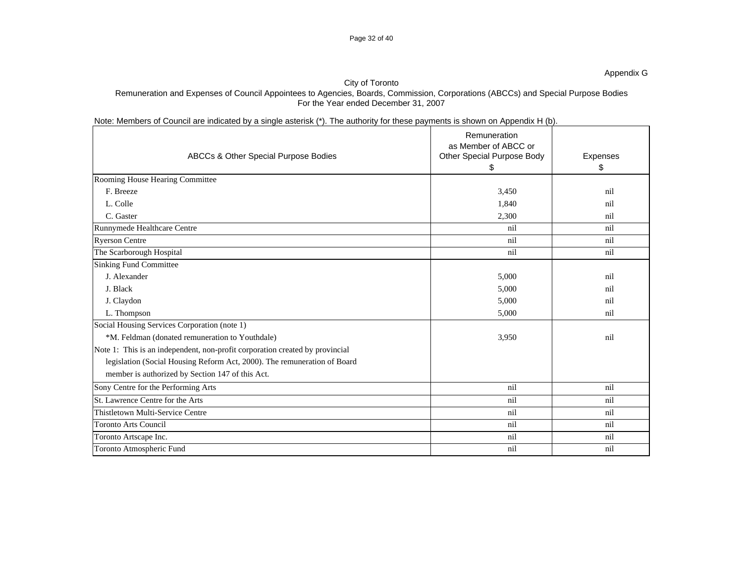Appendix G

City of Toronto
Remuneration and Expenses of Council Appointees to Agencies, Boards, Commission, Corporations (ABCCs) and Special Purpose Bodies
For the Year ended December 31, 2007

Note: Members of Council are indicated by a single asterisk (*). The authority for these payments is shown on Appendix H (b).

| ABCCs & Other Special Purpose Bodies | Remuneration as Member of ABCC or Other Special Purpose Body $ | Expenses $ |
|---|---|---|
| Rooming House Hearing Committee | | |
| F. Breeze | 3,450 | nil |
| L. Colle | 1,840 | nil |
| C. Gaster | 2,300 | nil |
| Runnymede Healthcare Centre | nil | nil |
| Ryerson Centre | nil | nil |
| The Scarborough Hospital | nil | nil |
| Sinking Fund Committee | | |
| J. Alexander | 5,000 | nil |
| J. Black | 5,000 | nil |
| J. Claydon | 5,000 | nil |
| L. Thompson | 5,000 | nil |
| Social Housing Services Corporation (note 1) | | |
| *M. Feldman (donated remuneration to Youthdale) | 3,950 | nil |
| Note 1: This is an independent, non-profit corporation created by provincial legislation (Social Housing Reform Act, 2000). The remuneration of Board member is authorized by Section 147 of this Act. | | |
| Sony Centre for the Performing Arts | nil | nil |
| St. Lawrence Centre for the Arts | nil | nil |
| Thistletown Multi-Service Centre | nil | nil |
| Toronto Arts Council | nil | nil |
| Toronto Artscape Inc. | nil | nil |
| Toronto Atmospheric Fund | nil | nil |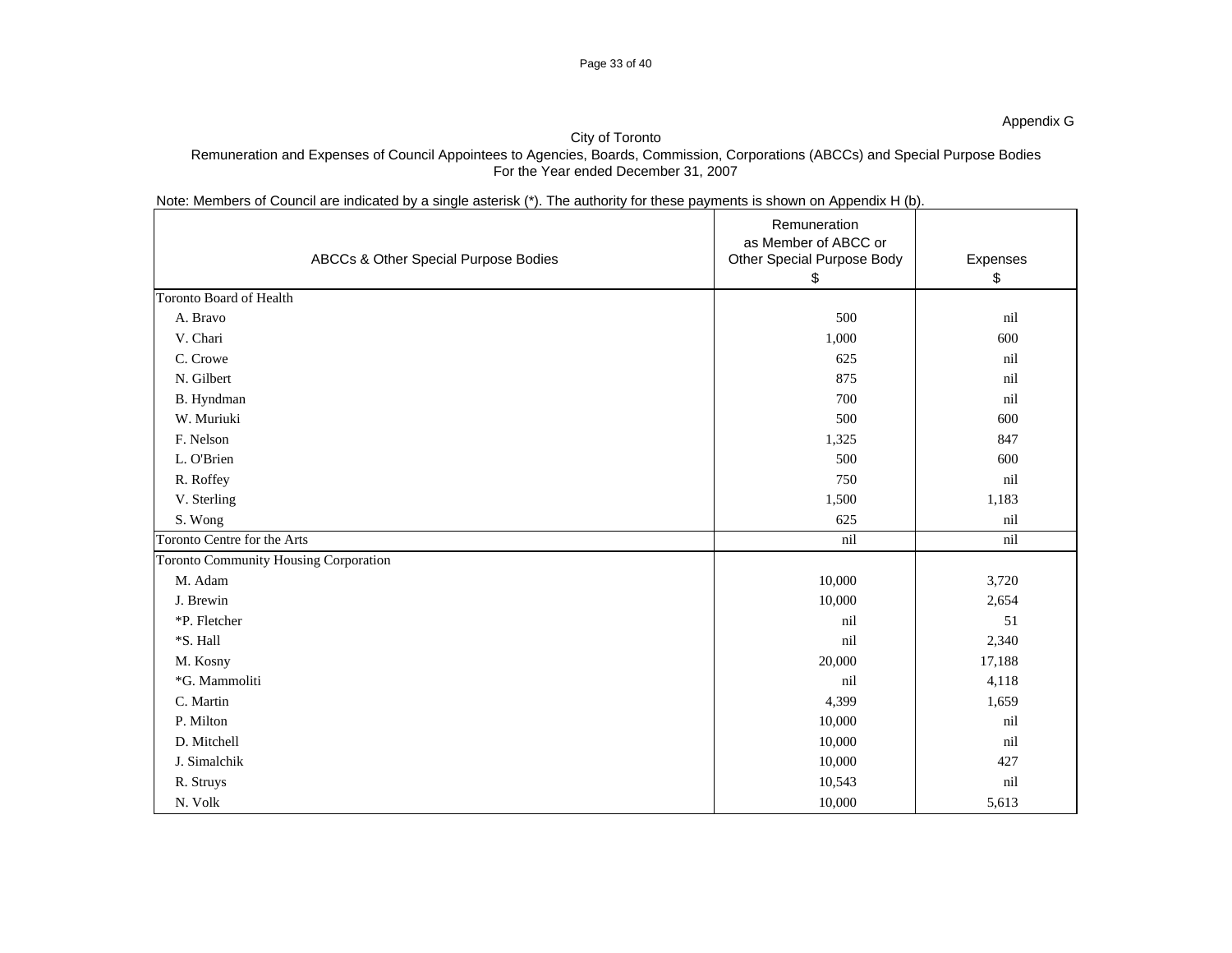Appendix G

# City of Toronto

## Remuneration and Expenses of Council Appointees to Agencies, Boards, Commission, Corporations (ABCCs) and Special Purpose Bodies
## For the Year ended December 31, 2007

Note: Members of Council are indicated by a single asterisk (*). The authority for these payments is shown on Appendix H (b).

| ABCCs & Other Special Purpose Bodies | Remuneration as Member of ABCC or Other Special Purpose Body $ | Expenses $ |
|---|---|---|
| Toronto Board of Health | | |
| A. Bravo | 500 | nil |
| V. Chari | 1,000 | 600 |
| C. Crowe | 625 | nil |
| N. Gilbert | 875 | nil |
| B. Hyndman | 700 | nil |
| W. Muriuki | 500 | 600 |
| F. Nelson | 1,325 | 847 |
| L. O'Brien | 500 | 600 |
| R. Roffey | 750 | nil |
| V. Sterling | 1,500 | 1,183 |
| S. Wong | 625 | nil |
| Toronto Centre for the Arts | nil | nil |
| Toronto Community Housing Corporation | | |
| M. Adam | 10,000 | 3,720 |
| J. Brewin | 10,000 | 2,654 |
| *P. Fletcher | nil | 51 |
| *S. Hall | nil | 2,340 |
| M. Kosny | 20,000 | 17,188 |
| *G. Mammoliti | nil | 4,118 |
| C. Martin | 4,399 | 1,659 |
| P. Milton | 10,000 | nil |
| D. Mitchell | 10,000 | nil |
| J. Simalchik | 10,000 | 427 |
| R. Struys | 10,543 | nil |
| N. Volk | 10,000 | 5,613 |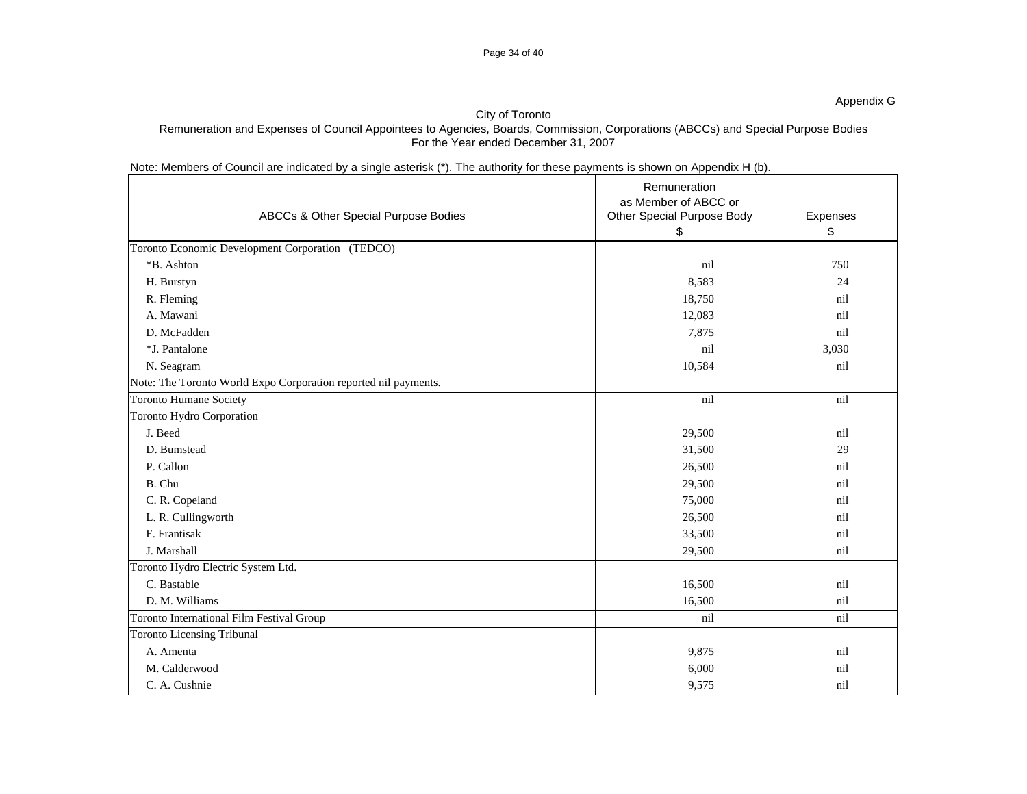Appendix G

City of Toronto
Remuneration and Expenses of Council Appointees to Agencies, Boards, Commission, Corporations (ABCCs) and Special Purpose Bodies
For the Year ended December 31, 2007

Note: Members of Council are indicated by a single asterisk (*). The authority for these payments is shown on Appendix H (b).

| ABCCs & Other Special Purpose Bodies | Remuneration as Member of ABCC or Other Special Purpose Body $ | Expenses $ |
|---|---|---|
| Toronto Economic Development Corporation (TEDCO) | | |
| *B. Ashton | nil | 750 |
| H. Burstyn | 8,583 | 24 |
| R. Fleming | 18,750 | nil |
| A. Mawani | 12,083 | nil |
| D. McFadden | 7,875 | nil |
| *J. Pantalone | nil | 3,030 |
| N. Seagram | 10,584 | nil |
| Note: The Toronto World Expo Corporation reported nil payments. | | |
| Toronto Humane Society | nil | nil |
| Toronto Hydro Corporation | | |
| J. Beed | 29,500 | nil |
| D. Bumstead | 31,500 | 29 |
| P. Callon | 26,500 | nil |
| B. Chu | 29,500 | nil |
| C. R. Copeland | 75,000 | nil |
| L. R. Cullingworth | 26,500 | nil |
| F. Frantisak | 33,500 | nil |
| J. Marshall | 29,500 | nil |
| Toronto Hydro Electric System Ltd. | | |
| C. Bastable | 16,500 | nil |
| D. M. Williams | 16,500 | nil |
| Toronto International Film Festival Group | nil | nil |
| Toronto Licensing Tribunal | | |
| A. Amenta | 9,875 | nil |
| M. Calderwood | 6,000 | nil |
| C. A. Cushnie | 9,575 | nil |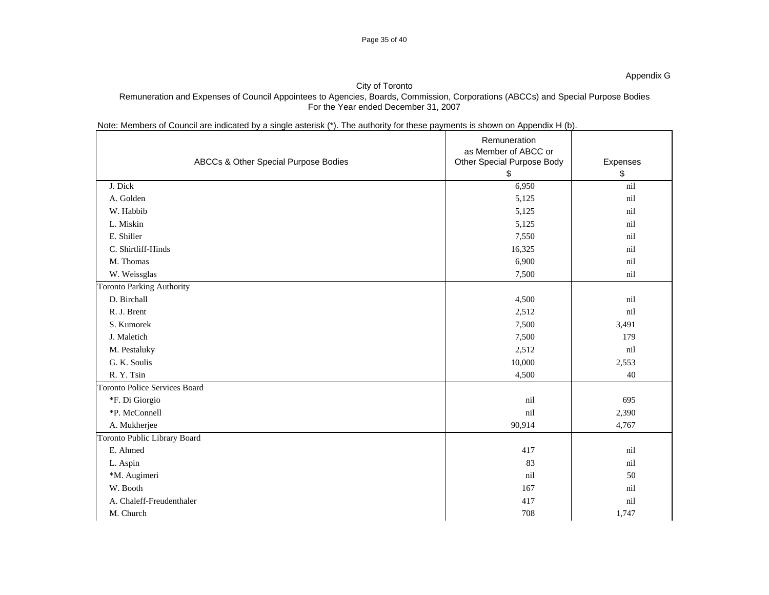Appendix G

City of Toronto

Remuneration and Expenses of Council Appointees to Agencies, Boards, Commission, Corporations (ABCCs) and Special Purpose Bodies

For the Year ended December 31, 2007

Note: Members of Council are indicated by a single asterisk (*). The authority for these payments is shown on Appendix H (b).

| ABCCs & Other Special Purpose Bodies | Remuneration as Member of ABCC or Other Special Purpose Body $ | Expenses $ |
|---|---|---|
| J. Dick | 6,950 | nil |
| A. Golden | 5,125 | nil |
| W. Habbib | 5,125 | nil |
| L. Miskin | 5,125 | nil |
| E. Shiller | 7,550 | nil |
| C. Shirtliff-Hinds | 16,325 | nil |
| M. Thomas | 6,900 | nil |
| W. Weissglas | 7,500 | nil |
| Toronto Parking Authority | | |
| D. Birchall | 4,500 | nil |
| R. J. Brent | 2,512 | nil |
| S. Kumorek | 7,500 | 3,491 |
| J. Maletich | 7,500 | 179 |
| M. Pestaluky | 2,512 | nil |
| G. K. Soulis | 10,000 | 2,553 |
| R. Y. Tsin | 4,500 | 40 |
| Toronto Police Services Board | | |
| *F. Di Giorgio | nil | 695 |
| *P. McConnell | nil | 2,390 |
| A. Mukherjee | 90,914 | 4,767 |
| Toronto Public Library Board | | |
| E. Ahmed | 417 | nil |
| L. Aspin | 83 | nil |
| *M. Augimeri | nil | 50 |
| W. Booth | 167 | nil |
| A. Chaleff-Freudenthaler | 417 | nil |
| M. Church | 708 | 1,747 |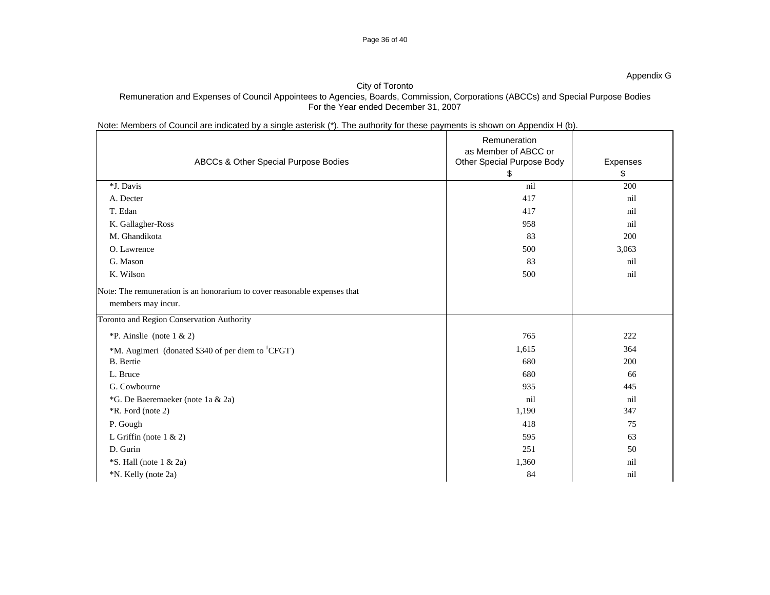Appendix G

City of Toronto

Remuneration and Expenses of Council Appointees to Agencies, Boards, Commission, Corporations (ABCCs) and Special Purpose Bodies

For the Year ended December 31, 2007

Note: Members of Council are indicated by a single asterisk (*). The authority for these payments is shown on Appendix H (b).

| ABCCs & Other Special Purpose Bodies | Remuneration as Member of ABCC or Other Special Purpose Body $ | Expenses $ |
|---|---|---|
| *J. Davis | nil | 200 |
| A. Decter | 417 | nil |
| T. Edan | 417 | nil |
| K. Gallagher-Ross | 958 | nil |
| M. Ghandikota | 83 | 200 |
| O. Lawrence | 500 | 3,063 |
| G. Mason | 83 | nil |
| K. Wilson | 500 | nil |
| Note: The remuneration is an honorarium to cover reasonable expenses that members may incur. | | |
| Toronto and Region Conservation Authority | | |
| *P. Ainslie (note 1 & 2) | 765 | 222 |
| *M. Augimeri (donated $340 of per diem to [1]CFGT) | 1,615 | 364 |
| B. Bertie | 680 | 200 |
| L. Bruce | 680 | 66 |
| G. Cowbourne | 935 | 445 |
| *G. De Baeremaeker (note 1a & 2a) | nil | nil |
| *R. Ford (note 2) | 1,190 | 347 |
| P. Gough | 418 | 75 |
| L Griffin (note 1 & 2) | 595 | 63 |
| D. Gurin | 251 | 50 |
| *S. Hall (note 1 & 2a) | 1,360 | nil |
| *N. Kelly (note 2a) | 84 | nil |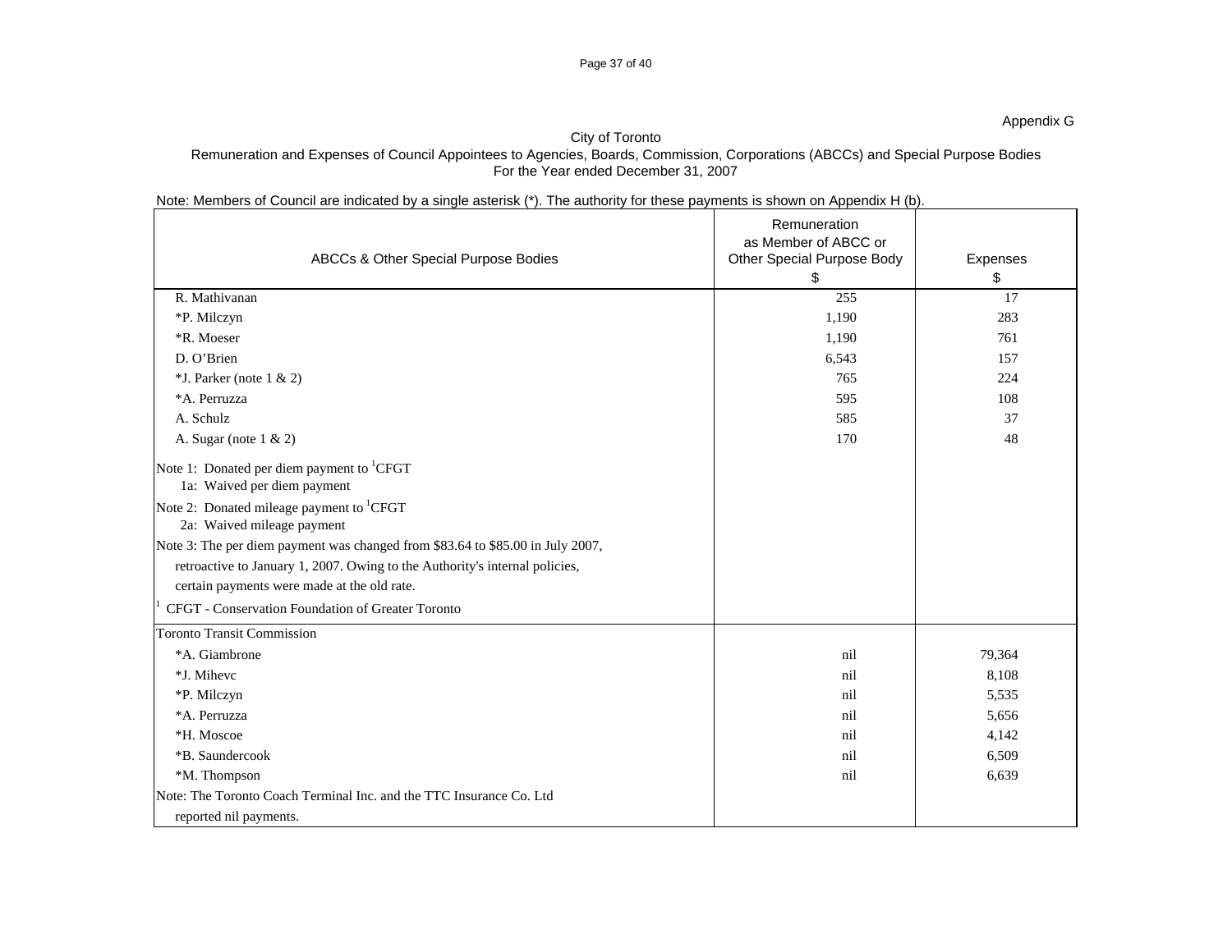Appendix G

City of Toronto
Remuneration and Expenses of Council Appointees to Agencies, Boards, Commission, Corporations (ABCCs) and Special Purpose Bodies
For the Year ended December 31, 2007

Note: Members of Council are indicated by a single asterisk (*). The authority for these payments is shown on Appendix H (b).

| ABCCs & Other Special Purpose Bodies | Remuneration as Member of ABCC or Other Special Purpose Body $ | Expenses $ |
|---|---|---|
| R. Mathivanan | 255 | 17 |
| *P. Milczyn | 1,190 | 283 |
| *R. Moeser | 1,190 | 761 |
| D. O'Brien | 6,543 | 157 |
| *J. Parker (note 1 & 2) | 765 | 224 |
| *A. Perruzza | 595 | 108 |
| A. Schulz | 585 | 37 |
| A. Sugar (note 1 & 2) | 170 | 48 |
| Note 1: Donated per diem payment to [1]CFGT | | |
| 1a: Waived per diem payment | | |
| Note 2: Donated mileage payment to [1]CFGT | | |
| 2a: Waived mileage payment | | |
| Note 3: The per diem payment was changed from $83.64 to $85.00 in July 2007, retroactive to January 1, 2007. Owing to the Authority's internal policies, certain payments were made at the old rate. | | |
| [1] CFGT - Conservation Foundation of Greater Toronto | | |
| Toronto Transit Commission | | |
| *A. Giambrone | nil | 79,364 |
| *J. Mihevc | nil | 8,108 |
| *P. Milczyn | nil | 5,535 |
| *A. Perruzza | nil | 5,656 |
| *H. Moscoe | nil | 4,142 |
| *B. Saundercook | nil | 6,509 |
| *M. Thompson | nil | 6,639 |
| Note: The Toronto Coach Terminal Inc. and the TTC Insurance Co. Ltd reported nil payments. | | |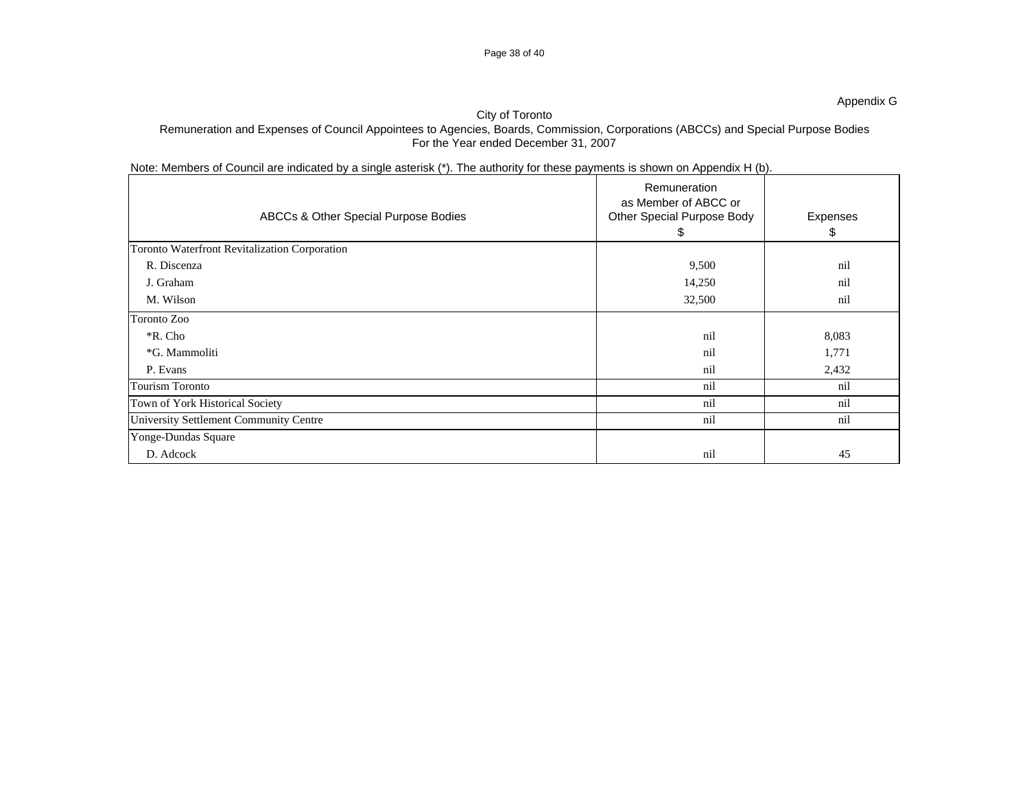Appendix G

City of Toronto

Remuneration and Expenses of Council Appointees to Agencies, Boards, Commission, Corporations (ABCCs) and Special Purpose Bodies

For the Year ended December 31, 2007

Note: Members of Council are indicated by a single asterisk (*). The authority for these payments is shown on Appendix H (b).

| ABCCs & Other Special Purpose Bodies | Remuneration as Member of ABCC or Other Special Purpose Body $ | Expenses $ |
|---|---|---|
| Toronto Waterfront Revitalization Corporation | | |
| R. Discenza | 9,500 | nil |
| J. Graham | 14,250 | nil |
| M. Wilson | 32,500 | nil |
| Toronto Zoo | | |
| *R. Cho | nil | 8,083 |
| *G. Mammoliti | nil | 1,771 |
| P. Evans | nil | 2,432 |
| Tourism Toronto | nil | nil |
| Town of York Historical Society | nil | nil |
| University Settlement Community Centre | nil | nil |
| Yonge-Dundas Square | | |
| D. Adcock | nil | 45 |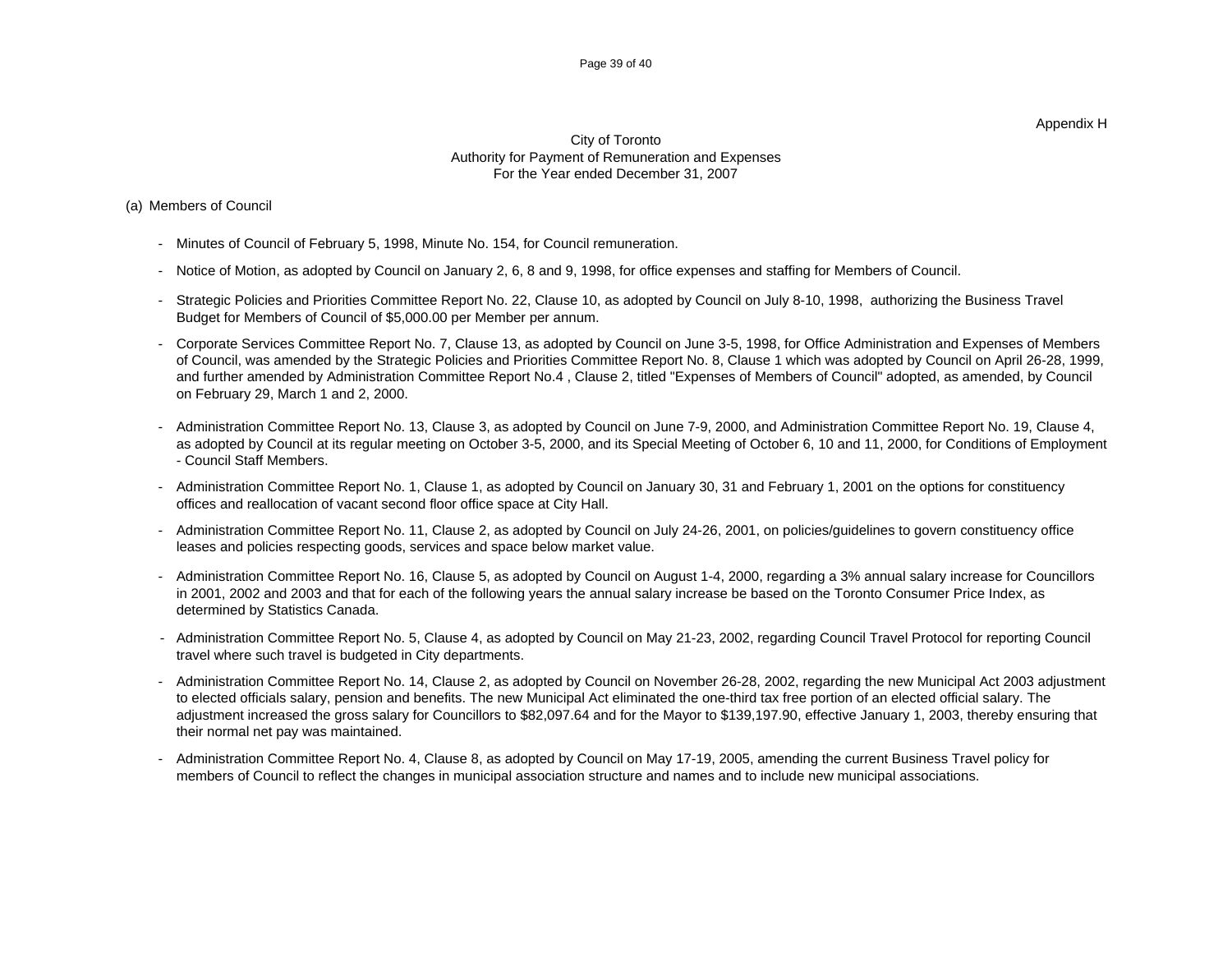Appendix H

City of Toronto
Authority for Payment of Remuneration and Expenses
For the Year ended December 31, 2007

(a) Members of Council

- Minutes of Council of February 5, 1998, Minute No. 154, for Council remuneration.
- Notice of Motion, as adopted by Council on January 2, 6, 8 and 9, 1998, for office expenses and staffing for Members of Council.
- Strategic Policies and Priorities Committee Report No. 22, Clause 10, as adopted by Council on July 8-10, 1998, authorizing the Business Travel Budget for Members of Council of $5,000.00 per Member per annum.
- Corporate Services Committee Report No. 7, Clause 13, as adopted by Council on June 3-5, 1998, for Office Administration and Expenses of Members of Council, was amended by the Strategic Policies and Priorities Committee Report No. 8, Clause 1 which was adopted by Council on April 26-28, 1999, and further amended by Administration Committee Report No.4 , Clause 2, titled "Expenses of Members of Council" adopted, as amended, by Council on February 29, March 1 and 2, 2000.
- Administration Committee Report No. 13, Clause 3, as adopted by Council on June 7-9, 2000, and Administration Committee Report No. 19, Clause 4, as adopted by Council at its regular meeting on October 3-5, 2000, and its Special Meeting of October 6, 10 and 11, 2000, for Conditions of Employment - Council Staff Members.
- Administration Committee Report No. 1, Clause 1, as adopted by Council on January 30, 31 and February 1, 2001 on the options for constituency offices and reallocation of vacant second floor office space at City Hall.
- Administration Committee Report No. 11, Clause 2, as adopted by Council on July 24-26, 2001, on policies/guidelines to govern constituency office leases and policies respecting goods, services and space below market value.
- Administration Committee Report No. 16, Clause 5, as adopted by Council on August 1-4, 2000, regarding a 3% annual salary increase for Councillors in 2001, 2002 and 2003 and that for each of the following years the annual salary increase be based on the Toronto Consumer Price Index, as determined by Statistics Canada.
- Administration Committee Report No. 5, Clause 4, as adopted by Council on May 21-23, 2002, regarding Council Travel Protocol for reporting Council travel where such travel is budgeted in City departments.
- Administration Committee Report No. 14, Clause 2, as adopted by Council on November 26-28, 2002, regarding the new Municipal Act 2003 adjustment to elected officials salary, pension and benefits. The new Municipal Act eliminated the one-third tax free portion of an elected official salary. The adjustment increased the gross salary for Councillors to $82,097.64 and for the Mayor to $139,197.90, effective January 1, 2003, thereby ensuring that their normal net pay was maintained.
- Administration Committee Report No. 4, Clause 8, as adopted by Council on May 17-19, 2005, amending the current Business Travel policy for members of Council to reflect the changes in municipal association structure and names and to include new municipal associations.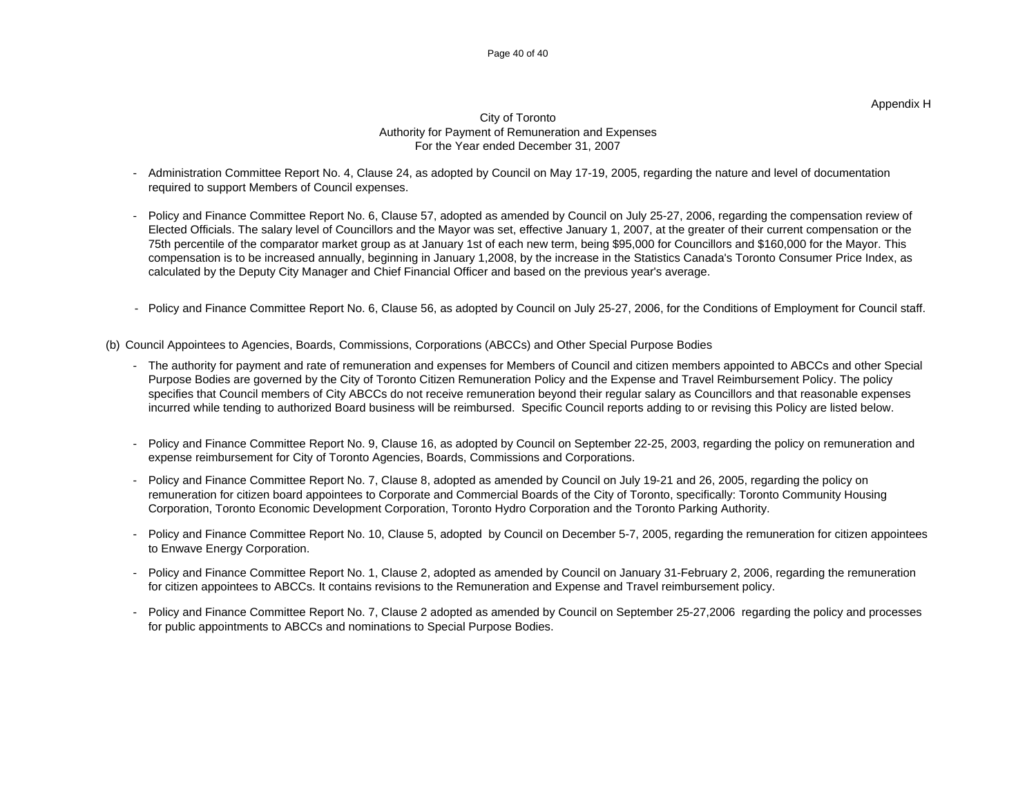Appendix H

City of Toronto
Authority for Payment of Remuneration and Expenses
For the Year ended December 31, 2007

- Administration Committee Report No. 4, Clause 24, as adopted by Council on May 17-19, 2005, regarding the nature and level of documentation required to support Members of Council expenses.

- Policy and Finance Committee Report No. 6, Clause 57, adopted as amended by Council on July 25-27, 2006, regarding the compensation review of Elected Officials. The salary level of Councillors and the Mayor was set, effective January 1, 2007, at the greater of their current compensation or the 75th percentile of the comparator market group as at January 1st of each new term, being $95,000 for Councillors and $160,000 for the Mayor. This compensation is to be increased annually, beginning in January 1,2008, by the increase in the Statistics Canada's Toronto Consumer Price Index, as calculated by the Deputy City Manager and Chief Financial Officer and based on the previous year's average.

- Policy and Finance Committee Report No. 6, Clause 56, as adopted by Council on July 25-27, 2006, for the Conditions of Employment for Council staff.

(b) Council Appointees to Agencies, Boards, Commissions, Corporations (ABCCs) and Other Special Purpose Bodies

- The authority for payment and rate of remuneration and expenses for Members of Council and citizen members appointed to ABCCs and other Special Purpose Bodies are governed by the City of Toronto Citizen Remuneration Policy and the Expense and Travel Reimbursement Policy. The policy specifies that Council members of City ABCCs do not receive remuneration beyond their regular salary as Councillors and that reasonable expenses incurred while tending to authorized Board business will be reimbursed. Specific Council reports adding to or revising this Policy are listed below.

- Policy and Finance Committee Report No. 9, Clause 16, as adopted by Council on September 22-25, 2003, regarding the policy on remuneration and expense reimbursement for City of Toronto Agencies, Boards, Commissions and Corporations.

- Policy and Finance Committee Report No. 7, Clause 8, adopted as amended by Council on July 19-21 and 26, 2005, regarding the policy on remuneration for citizen board appointees to Corporate and Commercial Boards of the City of Toronto, specifically: Toronto Community Housing Corporation, Toronto Economic Development Corporation, Toronto Hydro Corporation and the Toronto Parking Authority.

- Policy and Finance Committee Report No. 10, Clause 5, adopted by Council on December 5-7, 2005, regarding the remuneration for citizen appointees to Enwave Energy Corporation.

- Policy and Finance Committee Report No. 1, Clause 2, adopted as amended by Council on January 31-February 2, 2006, regarding the remuneration for citizen appointees to ABCCs. It contains revisions to the Remuneration and Expense and Travel reimbursement policy.

- Policy and Finance Committee Report No. 7, Clause 2 adopted as amended by Council on September 25-27,2006 regarding the policy and processes for public appointments to ABCCs and nominations to Special Purpose Bodies.